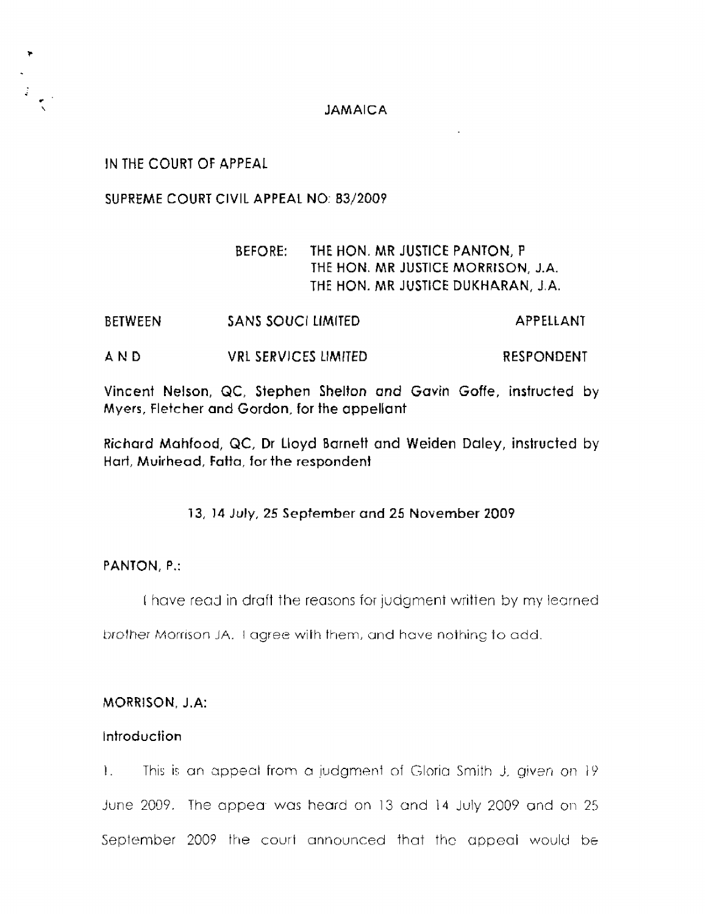JAMAICA

IN THE COURT OF APPEAL

SUPREME COURT CIVIL APPEAL NO: 83/2009

BEFORE: THE HON. MR JUSTICE PANTON, P
THE HON. MR JUSTICE MORRISON, J.A.
THE HON. MR JUSTICE DUKHARAN, J.A.

| BETWEEN | SANS SOUCI LIMITED | APPELLANT |
|---|---|---|
| A N D | VRL SERVICES LIMITED | RESPONDENT |

Vincent Nelson, QC, Stephen Shelton and Gavin Goffe, instructed by Myers, Fletcher and Gordon, for the appellant

Richard Mahfood, QC, Dr Lloyd Barnett and Weiden Daley, instructed by Hart, Muirhead, Fatta, for the respondent

13, 14 July, 25 September and 25 November 2009

PANTON, P.:

I have read in draft the reasons for judgment written by my learned brother Morrison JA. I agree with them, and have nothing to add.

MORRISON, J.A:

Introduction

1. This is an appeal from a judgment of Gloria Smith J. given on 19 June 2009. The appeal was heard on 13 and 14 July 2009 and on 25 September 2009 the court announced that the appeal would be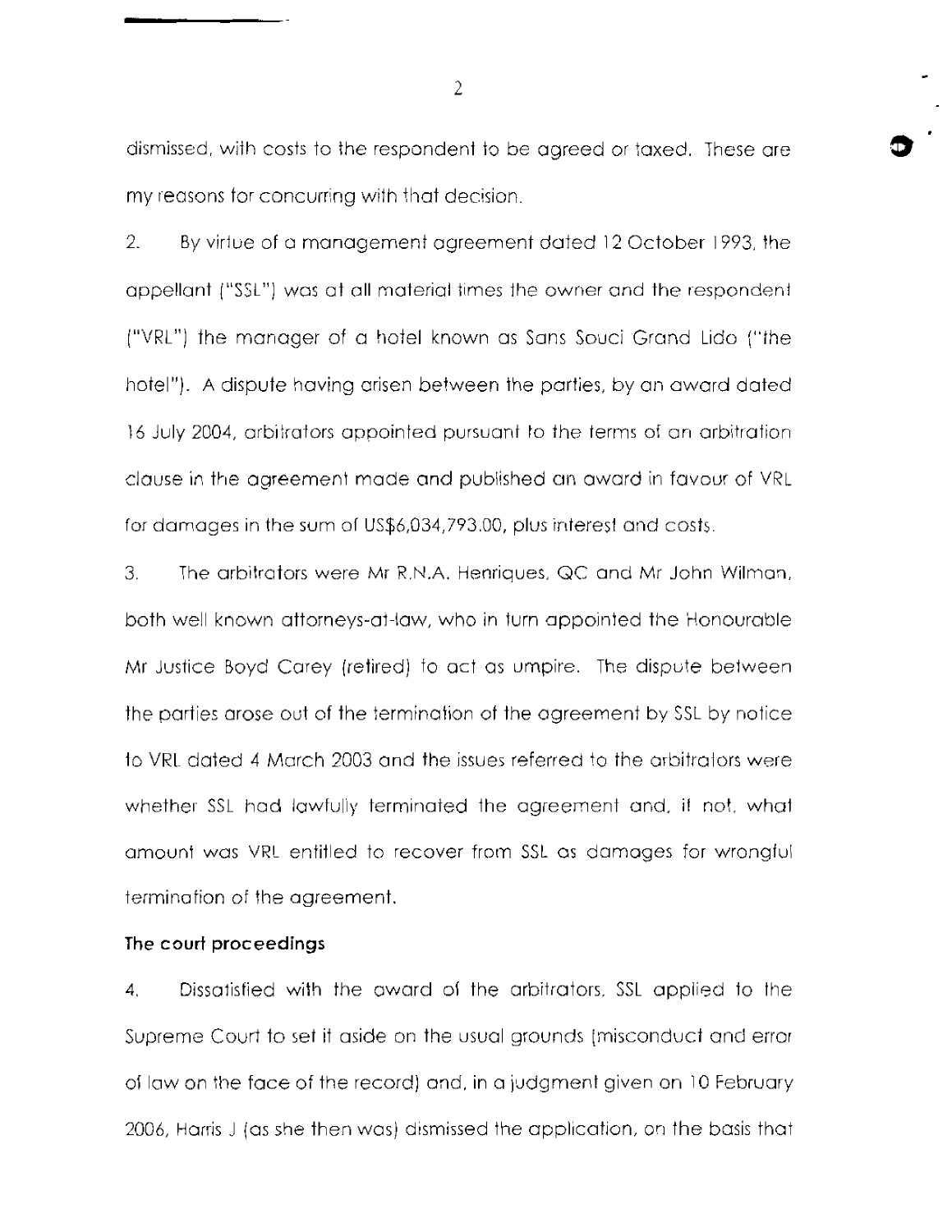dismissed, with costs to the respondent to be agreed or taxed. These are my reasons for concurring with that decision.

2. By virtue of a management agreement dated 12 October 1993, the appellant ("SSL") was at all material times the owner and the respondent ("VRL") the manager of a hotel known as Sans Souci Grand Lido ("the hotel"). A dispute having arisen between the parties, by an award dated 16 July 2004, arbitrators appointed pursuant to the terms of an arbitration clause in the agreement made and published an award in favour of VRL for damages in the sum of US$6,034,793.00, plus interest and costs.

3. The arbitrators were Mr R.N.A. Henriques, QC and Mr John Wilman, both well known attorneys-at-law, who in turn appointed the Honourable Mr Justice Boyd Carey (retired) to act as umpire. The dispute between the parties arose out of the termination of the agreement by SSL by notice to VRL dated 4 March 2003 and the issues referred to the arbitrators were whether SSL had lawfully terminated the agreement and, if not, what amount was VRL entitled to recover from SSL as damages for wrongful termination of the agreement.

**The court proceedings**

4. Dissatisfied with the award of the arbitrators, SSL applied to the Supreme Court to set it aside on the usual grounds (misconduct and error of law on the face of the record) and, in a judgment given on 10 February 2006, Harris J (as she then was) dismissed the application, on the basis that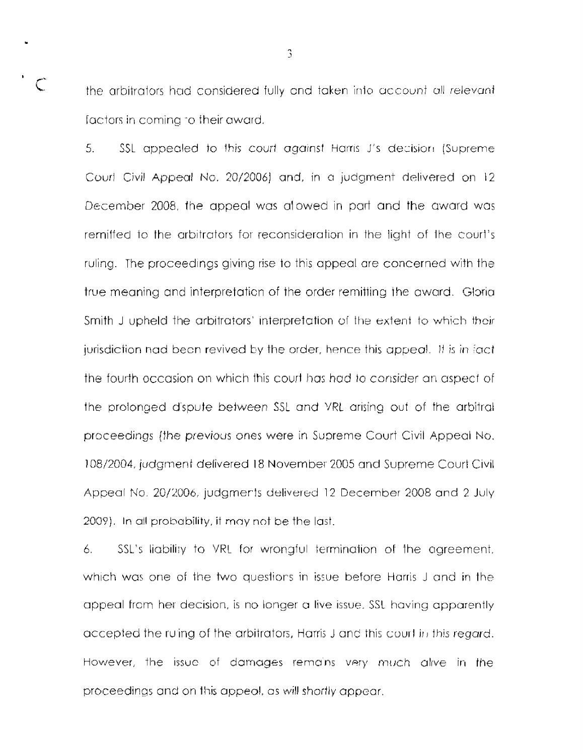the arbitrators had considered fully and taken into account all relevant factors in coming to their award.

5. SSL appealed to this court against Harris J's decision (Supreme Court Civil Appeal No. 20/2006) and, in a judgment delivered on 12 December 2008, the appeal was allowed in part and the award was remitted to the arbitrators for reconsideration in the light of the court's ruling. The proceedings giving rise to this appeal are concerned with the true meaning and interpretation of the order remitting the award. Gloria Smith J upheld the arbitrators' interpretation of the extent to which their jurisdiction had been revived by the order, hence this appeal. It is in fact the fourth occasion on which this court has had to consider an aspect of the prolonged dispute between SSL and VRL arising out of the arbitral proceedings (the previous ones were in Supreme Court Civil Appeal No. 108/2004, judgment delivered 18 November 2005 and Supreme Court Civil Appeal No. 20/2006, judgments delivered 12 December 2008 and 2 July 2009). In all probability, it may not be the last.

6. SSL's liability to VRL for wrongful termination of the agreement, which was one of the two questions in issue before Harris J and in the appeal from her decision, is no longer a live issue, SSL having apparently accepted the ruling of the arbitrators, Harris J and this court in this regard. However, the issue of damages remains very much alive in the proceedings and on this appeal, as will shortly appear.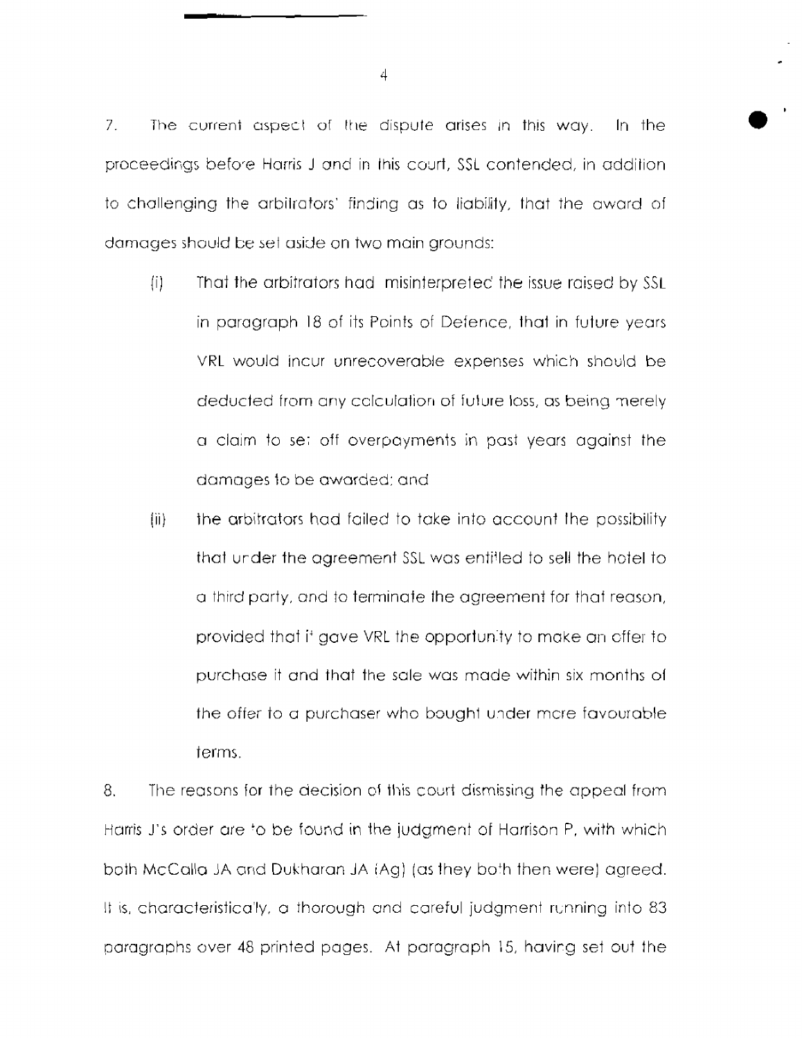7. The current aspect of the dispute arises in this way. In the proceedings before Harris J and in this court, SSL contended, in addition to challenging the arbitrators' finding as to liability, that the award of damages should be set aside on two main grounds:

(i) That the arbitrators had misinterpreted the issue raised by SSL in paragraph 18 of its Points of Defence, that in future years VRL would incur unrecoverable expenses which should be deducted from any calculation of future loss, as being merely a claim to set off overpayments in past years against the damages to be awarded; and

(ii) the arbitrators had failed to take into account the possibility that under the agreement SSL was entitled to sell the hotel to a third party, and to terminate the agreement for that reason, provided that it gave VRL the opportunity to make an offer to purchase it and that the sale was made within six months of the offer to a purchaser who bought under more favourable terms.

8. The reasons for the decision of this court dismissing the appeal from Harris J's order are to be found in the judgment of Harrison P, with which both McCalla JA and Dukharan JA (Ag) (as they both then were) agreed. It is, characteristically, a thorough and careful judgment running into 83 paragraphs over 48 printed pages. At paragraph 15, having set out the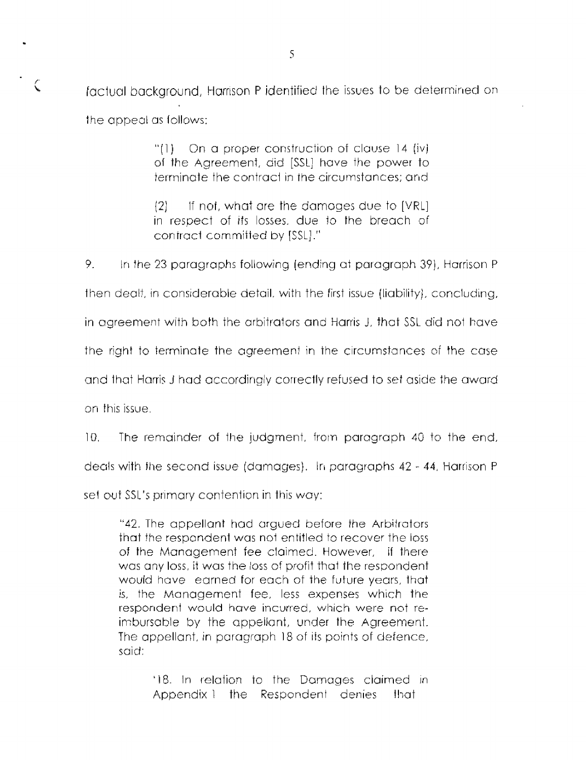factual background, Harrison P identified the issues to be determined on the appeal as follows:

> "(1) On a proper construction of clause 14 (iv) of the Agreement, did [SSL] have the power to terminate the contract in the circumstances; and
>
> (2) If not, what are the damages due to [VRL] in respect of its losses, due to the breach of contract committed by [SSL]."

9. In the 23 paragraphs following (ending at paragraph 39), Harrison P then dealt, in considerable detail, with the first issue (liability), concluding, in agreement with both the arbitrators and Harris J, that SSL did not have the right to terminate the agreement in the circumstances of the case and that Harris J had accordingly correctly refused to set aside the award on this issue.

10. The remainder of the judgment, from paragraph 40 to the end, deals with the second issue (damages). In paragraphs 42 - 44, Harrison P set out SSL's primary contention in this way:

> "42. The appellant had argued before the Arbitrators that the respondent was not entitled to recover the loss of the Management fee claimed. However, if there was any loss, it was the loss of profit that the respondent would have earned for each of the future years, that is, the Management fee, less expenses which the respondent would have incurred, which were not re-imbursable by the appellant, under the Agreement. The appellant, in paragraph 18 of its points of defence, said:
>
> > '18. In relation to the Damages claimed in Appendix 1 the Respondent denies that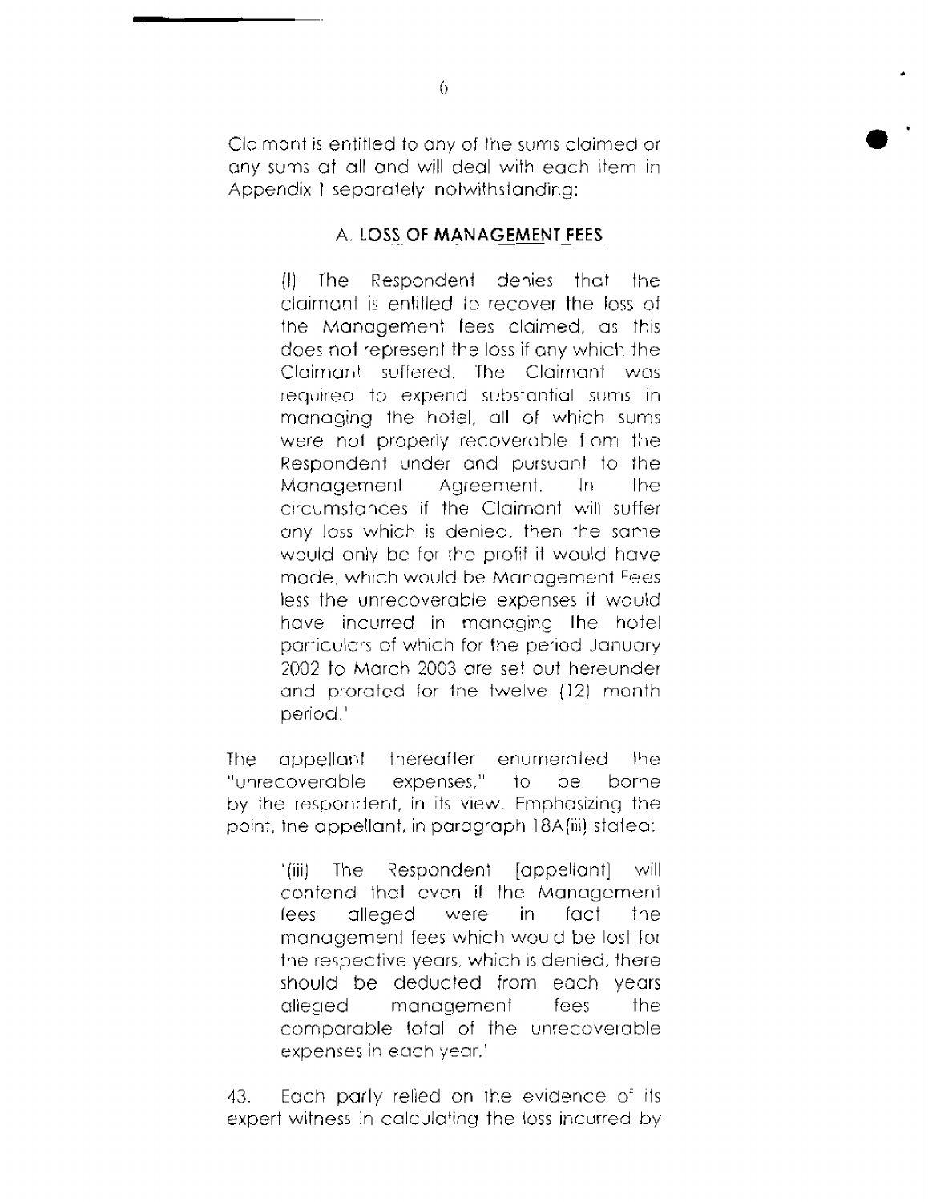Claimant is entitled to any of the sums claimed or any sums at all and will deal with each item in Appendix 1 separately notwithstanding:

> A. **LOSS OF MANAGEMENT FEES**
>
> (I) The Respondent denies that the claimant is entitled to recover the loss of the Management fees claimed, as this does not represent the loss if any which the Claimant suffered. The Claimant was required to expend substantial sums in managing the hotel, all of which sums were not properly recoverable from the Respondent under and pursuant to the Management Agreement. In the circumstances if the Claimant will suffer any loss which is denied, then the same would only be for the profit it would have made, which would be Management Fees less the unrecoverable expenses it would have incurred in managing the hotel particulars of which for the period January 2002 to March 2003 are set out hereunder and prorated for the twelve (12) month period.'

The appellant thereafter enumerated the "unrecoverable expenses," to be borne by the respondent, in its view. Emphasizing the point, the appellant, in paragraph 18A(iii) stated:

> '(iii) The Respondent [appellant] will contend that even if the Management fees alleged were in fact the management fees which would be lost for the respective years, which is denied, there should be deducted from each years alleged management fees the comparable total of the unrecoverable expenses in each year.'

43. Each party relied on the evidence of its expert witness in calculating the loss incurred by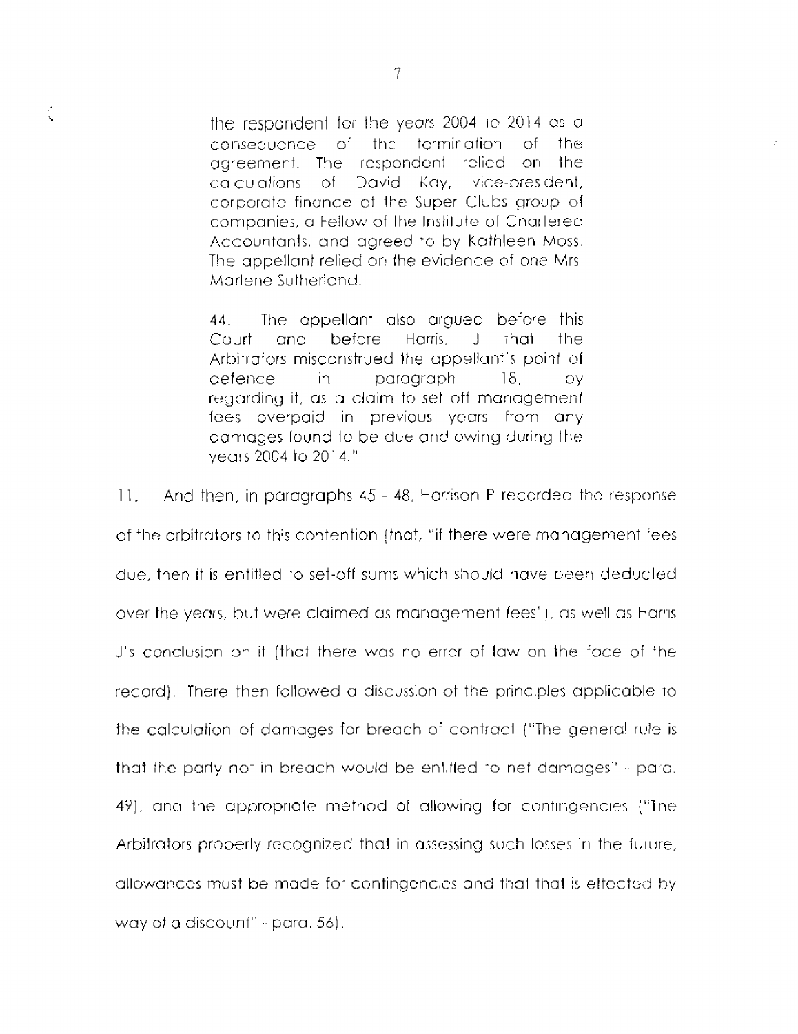> the respondent for the years 2004 to 2014 as a consequence of the termination of the agreement. The respondent relied on the calculations of David Kay, vice-president, corporate finance of the Super Clubs group of companies, a Fellow of the Institute of Chartered Accountants, and agreed to by Kathleen Moss. The appellant relied on the evidence of one Mrs. Marlene Sutherland.
>
> 44. The appellant also argued before this Court and before Harris, J that the Arbitrators misconstrued the appellant's point of defence in paragraph 18, by regarding it, as a claim to set off management fees overpaid in previous years from any damages found to be due and owing during the years 2004 to 2014."

11. And then, in paragraphs 45 - 48, Harrison P recorded the response of the arbitrators to this contention (that, "if there were management fees due, then it is entitled to set-off sums which should have been deducted over the years, but were claimed as management fees"), as well as Harris J's conclusion on it (that there was no error of law on the face of the record). There then followed a discussion of the principles applicable to the calculation of damages for breach of contract ("The general rule is that the party not in breach would be entitled to net damages" - para. 49), and the appropriate method of allowing for contingencies ("The Arbitrators properly recognized that in assessing such losses in the future, allowances must be made for contingencies and that that is effected by way of a discount" - para. 56).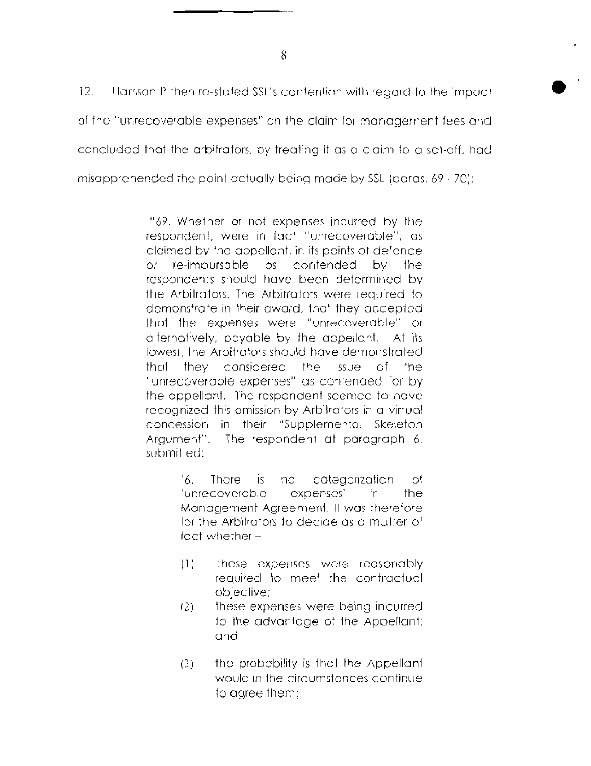12. Harrison P then re-stated SSL's contention with regard to the impact of the "unrecoverable expenses" on the claim for management fees and concluded that the arbitrators, by treating it as a claim to a set-off, had misapprehended the point actually being made by SSL (paras. 69 - 70):

> "69. Whether or not expenses incurred by the respondent, were in fact "unrecoverable", as claimed by the appellant, in its points of defence or re-imbursable as contended by the respondents should have been determined by the Arbitrators. The Arbitrators were required to demonstrate in their award, that they accepted that the expenses were "unrecoverable" or alternatively, payable by the appellant. At its lowest, the Arbitrators should have demonstrated that they considered the issue of the "unrecoverable expenses" as contended for by the appellant. The respondent seemed to have recognized this omission by Arbitrators in a virtual concession in their "Supplemental Skeleton Argument". The respondent at paragraph 6, submitted:
>
> > '6. There is no categorization of 'unrecoverable expenses' in the Management Agreement. It was therefore for the Arbitrators to decide as a matter of fact whether –
> >
> > (1) these expenses were reasonably required to meet the contractual objective;
> >
> > (2) these expenses were being incurred to the advantage of the Appellant; and
> >
> > (3) the probability is that the Appellant would in the circumstances continue to agree them;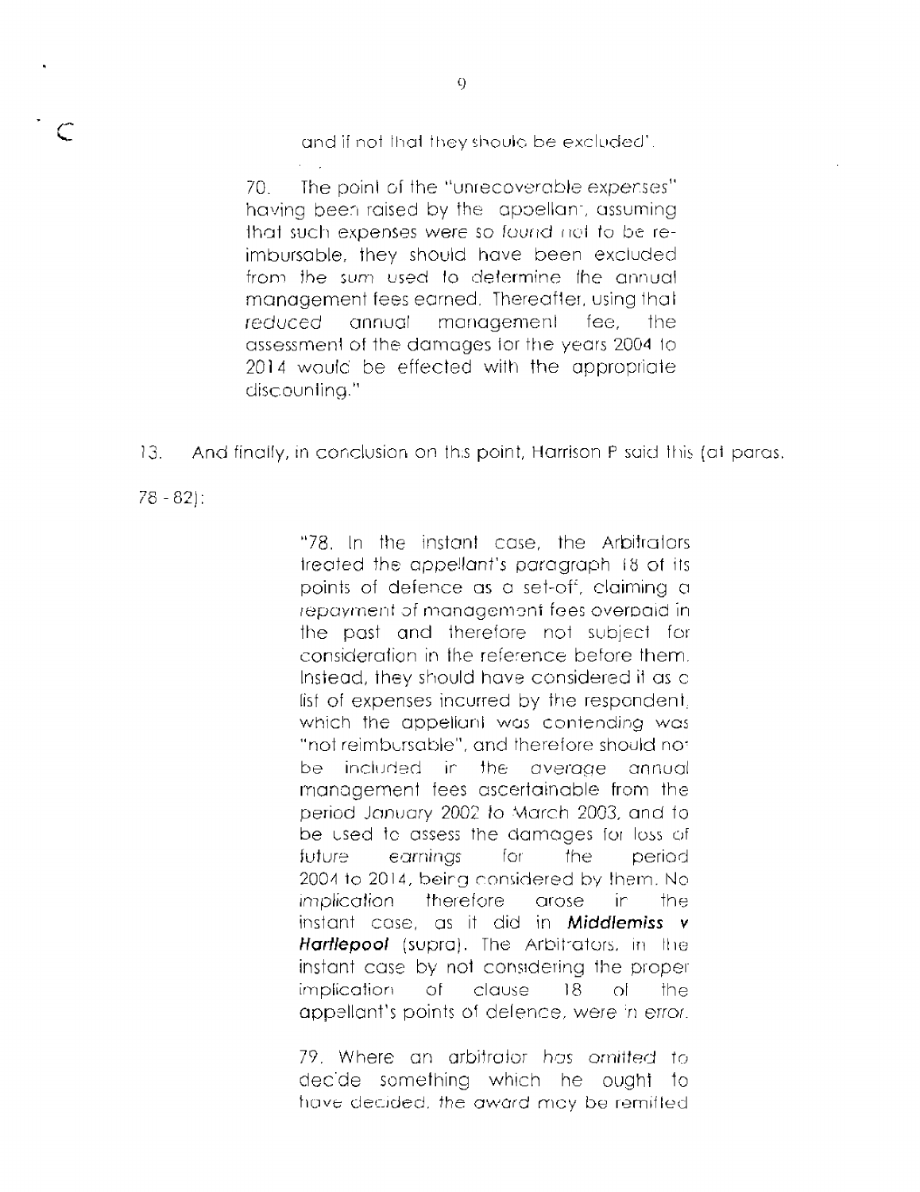and if not that they should be excluded".

> 70. The point of the "unrecoverable expenses" having been raised by the appellant, assuming that such expenses were so *found not* to be re-imbursable, they should have been excluded from the sum used to determine the annual management fees earned. Thereafter, using that *reduced* annual management fee, the assessment of the damages for the years 2004 to 2014 would be effected with the appropriate discounting."

13. And finally, in conclusion on this point, Harrison P said this (at paras. 78 - 82):

> "78. In the instant case, the Arbitrators treated the appellant's paragraph 18 of its points of defence as a set-off, claiming a repayment of management fees overpaid in the past and therefore not subject for consideration in the reference before them. Instead, they should have considered it as a list of expenses incurred by the respondent, which the appellant was contending was "not reimbursable", and therefore should not be included in the average annual management fees ascertainable from the period January 2002 to March 2003, and to be used to assess the damages for loss of future earnings for the period 2004 to 2014, being considered by them. No *implication* therefore arose in the instant case, as it did in ***Middlemiss v Hartlepool*** (supra). The Arbitrators, in the instant case by not considering the proper implication of clause 18 of the appellant's points of defence, were in error.
>
> 79. Where an arbitrator *has omitted* to decide something which he ought to have decided, the award may be remitted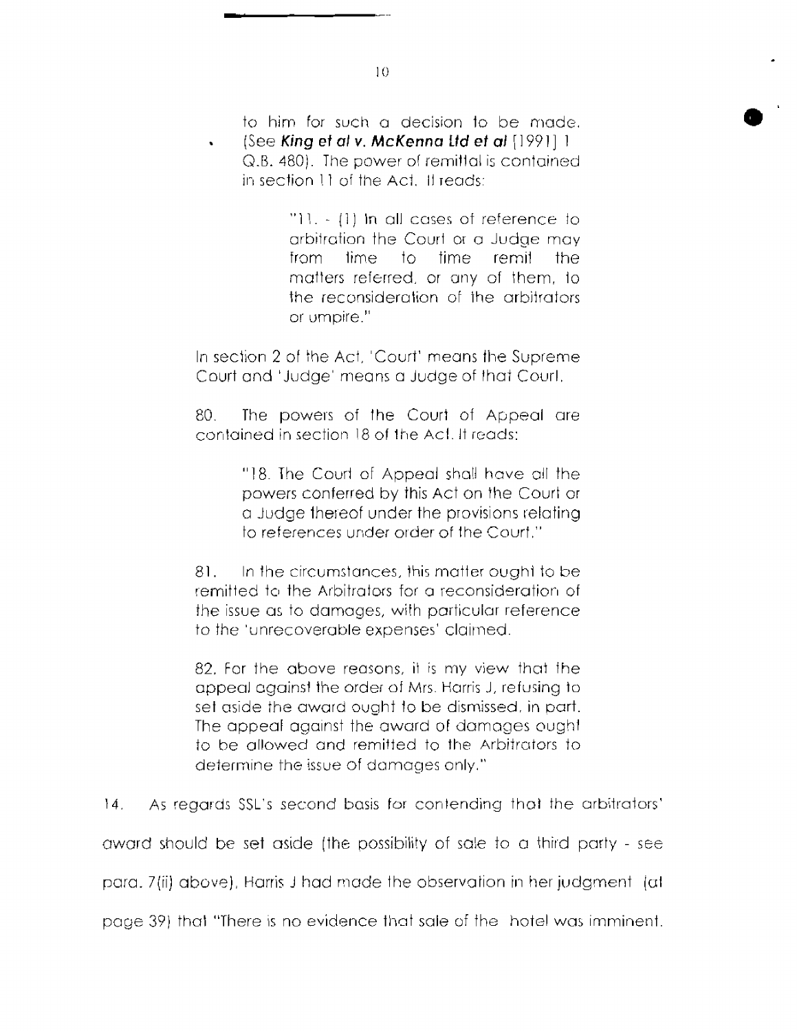to him for such a decision to be made. (See ***King et al v. McKenna Ltd et al*** [1991] 1 Q.B. 480). The power of remittal is contained in section 11 of the Act. It reads:

> "11. - (1) In all cases of reference to arbitration the Court or a Judge may from time to time remit the matters referred, or any of them, to the reconsideration of the arbitrators or umpire."

In section 2 of the Act, 'Court' means the Supreme Court and 'Judge' means a Judge of that Court.

80. The powers of the Court of Appeal are contained in section 18 of the Act. It reads:

> "18. The Court of Appeal shall have all the powers conferred by this Act on the Court or a Judge thereof under the provisions relating to references under order of the Court."

81. In the circumstances, this matter ought to be remitted to the Arbitrators for a reconsideration of the issue as to damages, with particular reference to the 'unrecoverable expenses' claimed.

82. For the above reasons, it is my view that the appeal against the order of Mrs. Harris J, refusing to set aside the award ought to be dismissed, in part. The appeal against the award of damages ought to be allowed and remitted to the Arbitrators to determine the issue of damages only."

14. As regards SSL's second basis for contending that the arbitrators' award should be set aside (the possibility of sale to a third party - see para. 7(ii) above), Harris J had made the observation in her judgment (at page 39) that "There is no evidence that sale of the hotel was imminent.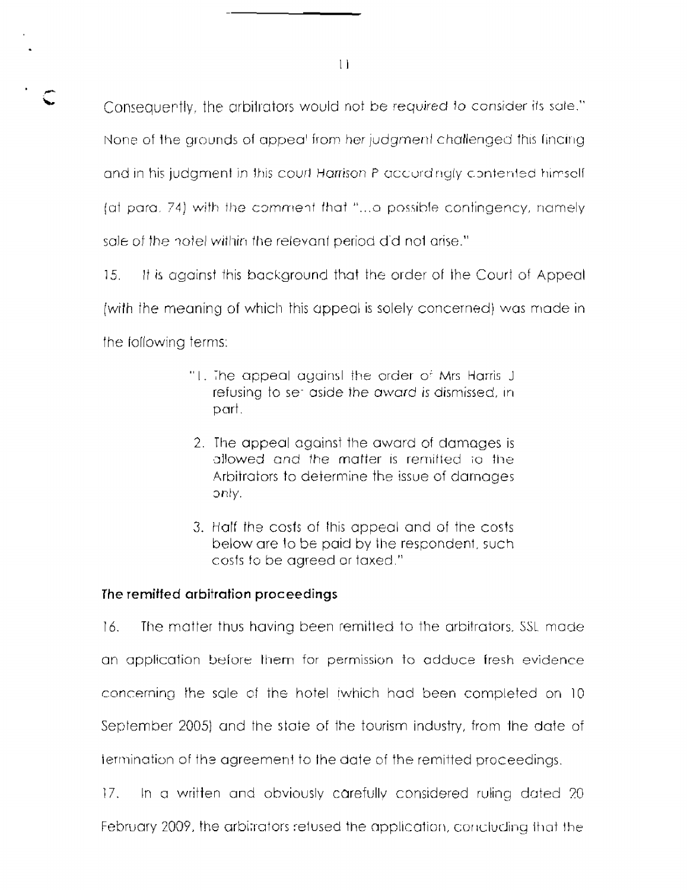Consequently, the arbitrators would not be required to consider its sale." None of the grounds of appeal from her judgment challenged this finding and in his judgment in this court Harrison P accordingly contented himself (at para. 74) with the comment that "...a possible contingency, namely sale of the hotel within the relevant period did not arise."

15. It is against this background that the order of the Court of Appeal (with the meaning of which this appeal is solely concerned) was made in the following terms:

> "1. The appeal against the order of Mrs Harris J refusing to set aside the award is dismissed, in part.
>
> 2. The appeal against the award of damages is allowed and the matter is remitted to the Arbitrators to determine the issue of damages only.
>
> 3. Half the costs of this appeal and of the costs below are to be paid by the respondent, such costs to be agreed or taxed."

**The remitted arbitration proceedings**

16. The matter thus having been remitted to the arbitrators, SSL made an application before them for permission to adduce fresh evidence concerning the sale of the hotel (which had been completed on 10 September 2005) and the state of the tourism industry, from the date of termination of the agreement to the date of the remitted proceedings.

17. In a written and obviously carefully considered ruling dated 20 February 2009, the arbitrators refused the application, concluding that the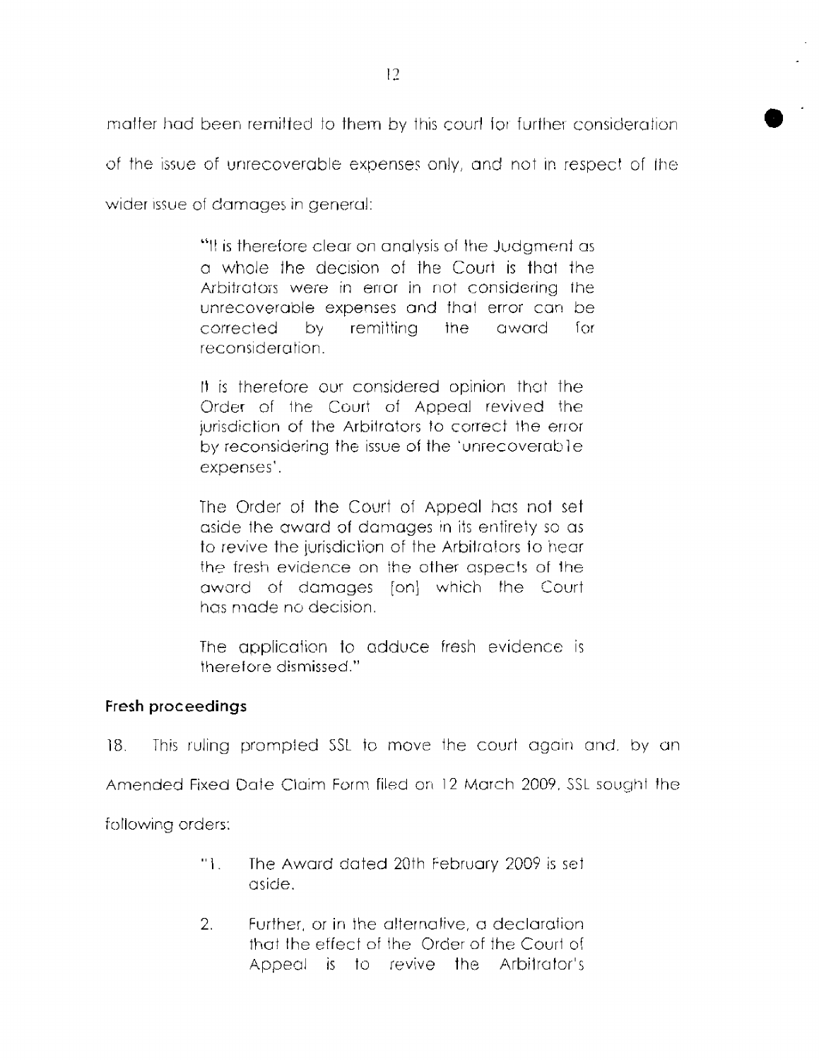matter had been remitted to them by this court for further consideration of the issue of unrecoverable expenses only, and not in respect of the wider issue of damages in general:

> "It is therefore clear on analysis of the Judgment as a whole the decision of the Court is that the Arbitrators were in error in not considering the unrecoverable expenses and that error can be corrected by remitting the award for reconsideration.
>
> It is therefore our considered opinion that the Order of the Court of Appeal revived the jurisdiction of the Arbitrators to correct the error by reconsidering the issue of the 'unrecoverable expenses'.
>
> The Order of the Court of Appeal has not set aside the award of damages in its entirety so as to revive the jurisdiction of the Arbitrators to hear the fresh evidence on the other aspects of the award of damages [on] which the Court has made no decision.
>
> The application to adduce fresh evidence is therefore dismissed."

### Fresh proceedings

18. This ruling prompted SSL to move the court again and, by an Amended Fixed Date Claim Form filed on 12 March 2009, SSL sought the following orders:

> "1. The Award dated 20th February 2009 is set aside.
>
> 2. Further, or in the alternative, a declaration that the effect of the Order of the Court of Appeal is to revive the Arbitrator's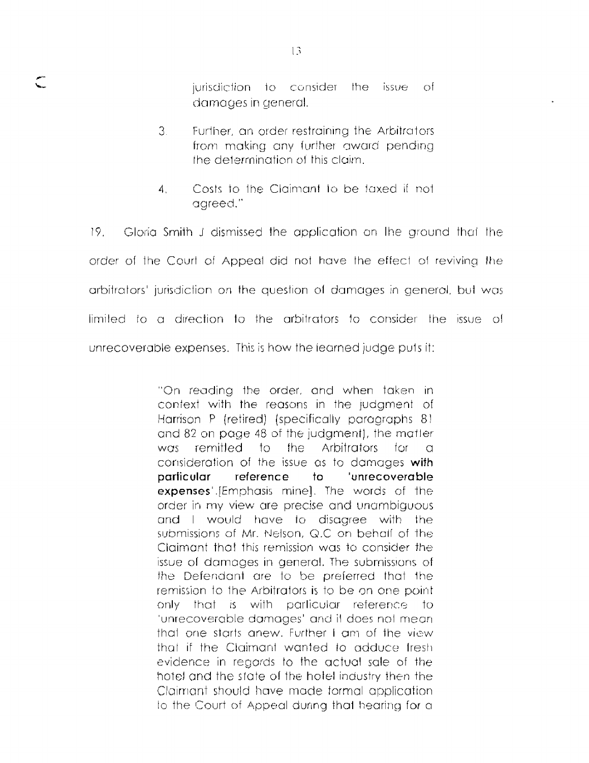> jurisdiction to consider the issue of damages in general.
>
> 3. Further, an order restraining the Arbitrators from making any further award pending the determination of this claim.
>
> 4. Costs to the Claimant to be taxed if not agreed."

19. Gloria Smith J dismissed the application on the ground that the order of the Court of Appeal did not have the effect of reviving the arbitrators' jurisdiction on the question of damages in general, but was limited to a direction to the arbitrators to consider the issue of unrecoverable expenses. This is how the learned judge puts it:

> "On reading the order, and when taken in context with the reasons in the judgment of Harrison P (retired) (specifically paragraphs 81 and 82 on page 48 of the judgment), the matter was remitted to the Arbitrators for a consideration of the issue as to damages **with particular reference to 'unrecoverable expenses'**.[Emphasis mine]. The words of the order in my view are precise and unambiguous and I would have to disagree with the submissions of Mr. Nelson, Q.C on behalf of the Claimant that this remission was to consider the issue of damages in general. The submissions of the Defendant are to be preferred that the remission to the Arbitrators is to be on one point only that is with particular reference to 'unrecoverable damages' and it does not mean that one starts anew. Further I am of the view that if the Claimant wanted to adduce fresh evidence in regards to the actual sale of the hotel and the state of the hotel industry then the Claimant should have made formal application to the Court of Appeal during that hearing for a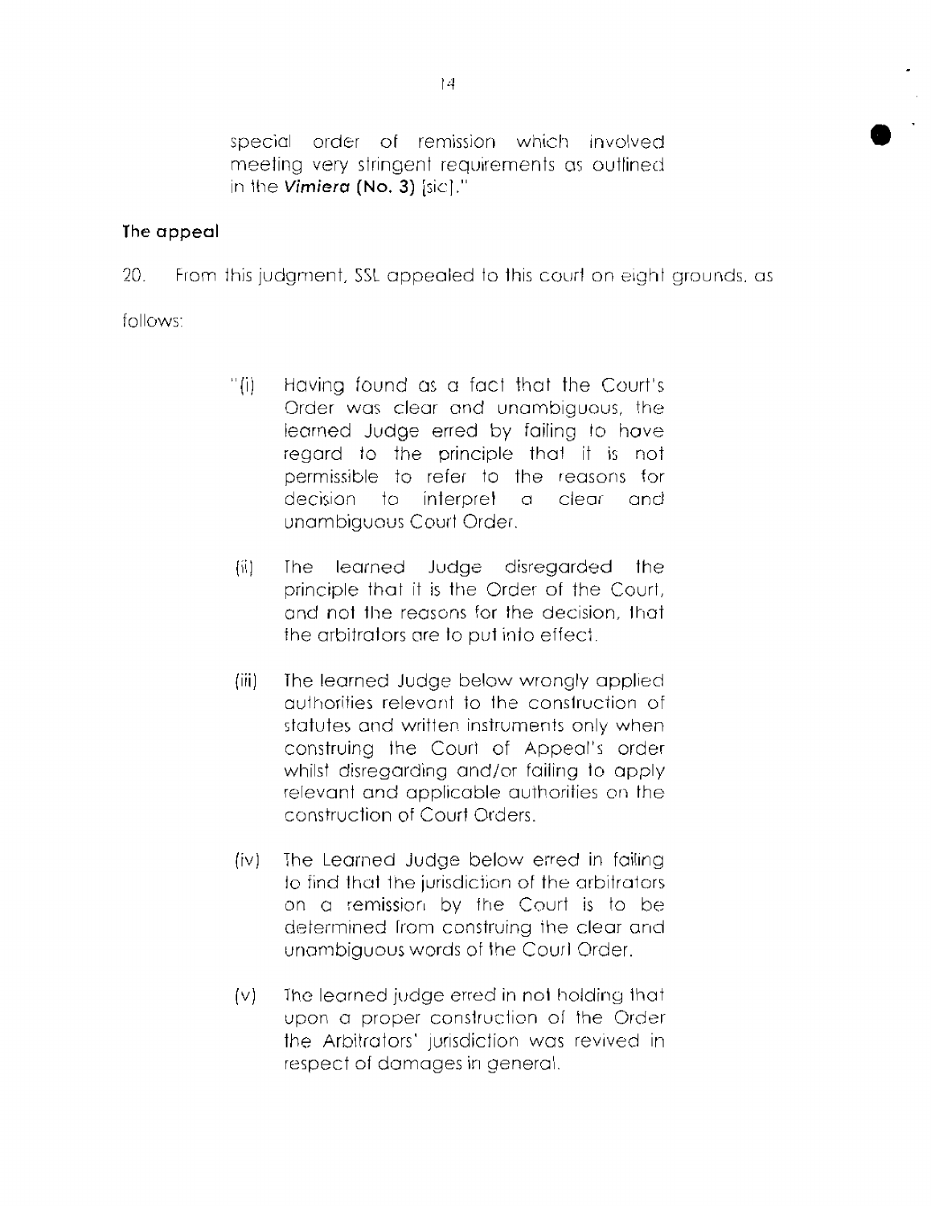> special order of remission which involved meeting very stringent requirements as outlined in the *Vimiera* **(No. 3)** [sic]."

### The appeal

20. From this judgment, SSL appealed to this court on eight grounds, as follows:

> "(i) Having found as a fact that the Court's Order was clear and unambiguous, the learned Judge erred by failing to have regard to the principle that it is not permissible to refer to the reasons for decision to interpret a clear and unambiguous Court Order.
>
> (ii) The learned Judge disregarded the principle that it is the Order of the Court, and not the reasons for the decision, that the arbitrators are to put into effect.
>
> (iii) The learned Judge below wrongly applied authorities relevant to the construction of statutes and written instruments only when construing the Court of Appeal's order whilst disregarding and/or failing to apply relevant and applicable authorities on the construction of Court Orders.
>
> (iv) The Learned Judge below erred in failing to find that the jurisdiction of the arbitrators on a remission by the Court is to be determined from construing the clear and unambiguous words of the Court Order.
>
> (v) The learned judge erred in not holding that upon a proper construction of the Order the Arbitrators' jurisdiction was revived in respect of damages in general.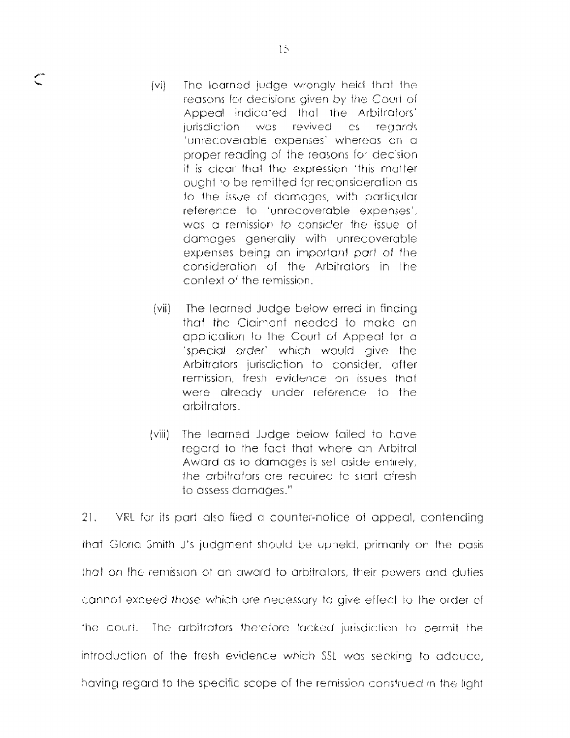(vi) The learned judge wrongly held that the reasons for decisions given by the Court of Appeal indicated that the Arbitrators' jurisdiction was revived as regards 'unrecoverable expenses' whereas on a proper reading of the reasons for decision it is clear that the expression 'this matter ought to be remitted for reconsideration as to the issue of damages, with particular reference to 'unrecoverable expenses', was a remission to consider the issue of damages generally with unrecoverable expenses being an important part of the consideration of the Arbitrators in the context of the remission.

(vii) The learned Judge below erred in finding that the Claimant needed to make an application to the Court of Appeal for a 'special order' which would give the Arbitrators jurisdiction to consider, after remission, fresh evidence on issues that were already under reference to the arbitrators.

(viii) The learned Judge below failed to have regard to the fact that where an Arbitral Award as to damages is set aside entirely, the arbitrators are required to start afresh to assess damages."

21. VRL for its part also filed a counter-notice of appeal, contending that Gloria Smith J's judgment should be upheld, primarily on the basis that on the remission of an award to arbitrators, their powers and duties cannot exceed those which are necessary to give effect to the order of the court. The arbitrators therefore lacked jurisdiction to permit the introduction of the fresh evidence which SSL was seeking to adduce, having regard to the specific scope of the remission construed in the light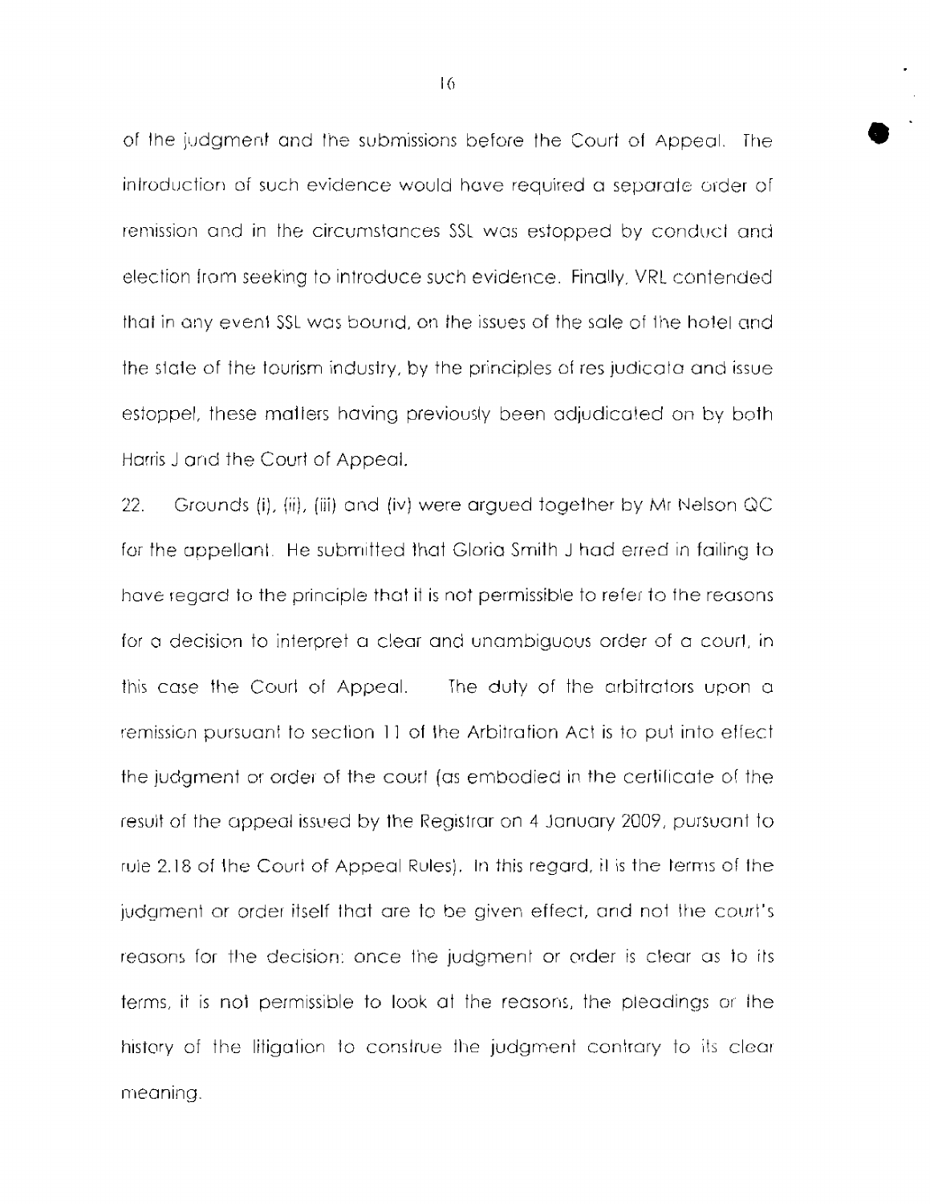of the judgment and the submissions before the Court of Appeal. The introduction of such evidence would have required a separate order of remission and in the circumstances SSL was estopped by conduct and election from seeking to introduce such evidence. Finally, VRL contended that in any event SSL was bound, on the issues of the sale of the hotel and the state of the tourism industry, by the principles of res judicata and issue estoppel, these matters having previously been adjudicated on by both Harris J and the Court of Appeal.

22. Grounds (i), (ii), (iii) and (iv) were argued together by Mr Nelson QC for the appellant. He submitted that Gloria Smith J had erred in failing to have regard to the principle that it is not permissible to refer to the reasons for a decision to interpret a clear and unambiguous order of a court, in this case the Court of Appeal. The duty of the arbitrators upon a remission pursuant to section 11 of the Arbitration Act is to put into effect the judgment or order of the court (as embodied in the certificate of the result of the appeal issued by the Registrar on 4 January 2009, pursuant to rule 2.18 of the Court of Appeal Rules). In this regard, it is the terms of the judgment or order itself that are to be given effect, and not the court's reasons for the decision: once the judgment or order is clear as to its terms, it is not permissible to look at the reasons, the pleadings or the history of the litigation to construe the judgment contrary to its clear meaning.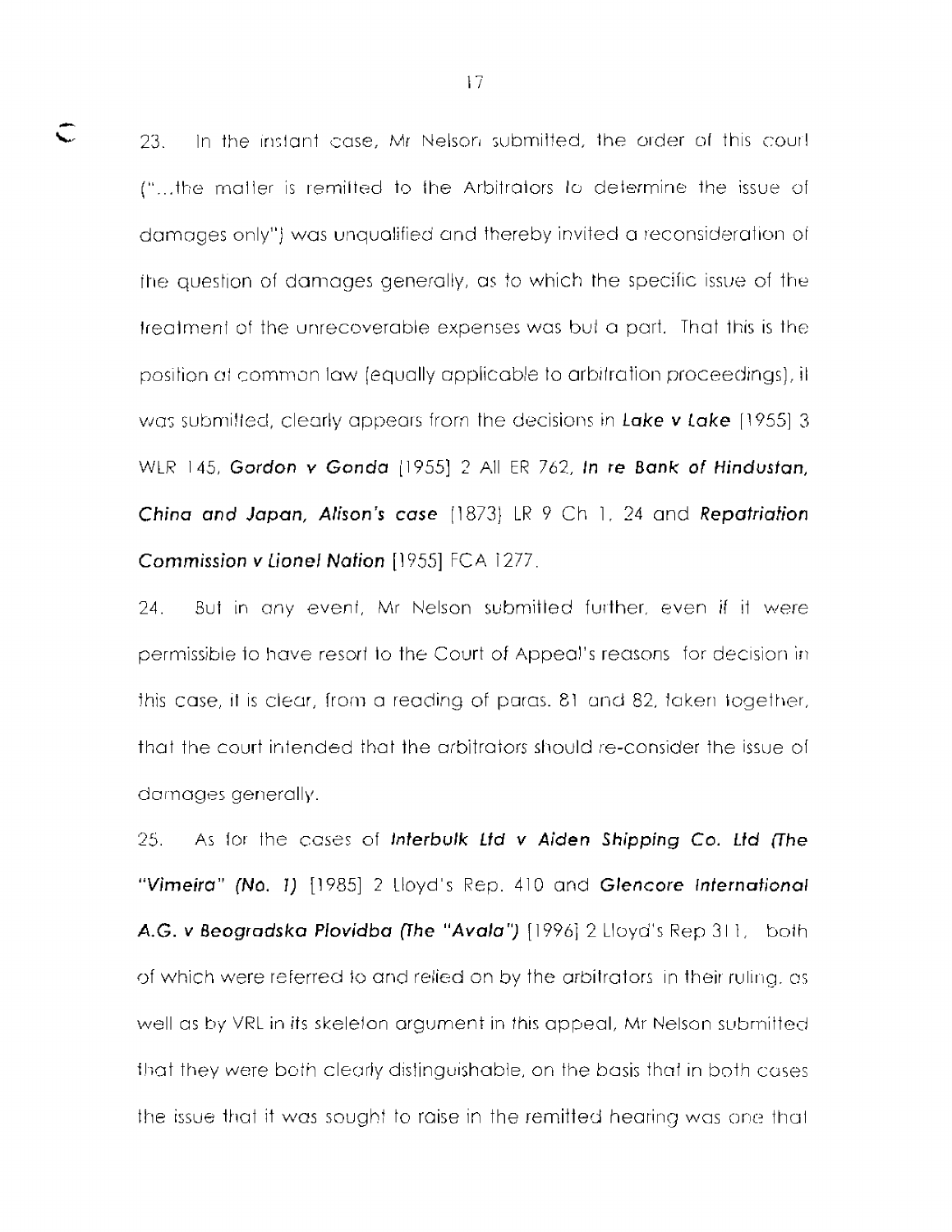23. In the instant case, Mr Nelson submitted, the order of this court ("...the matter is remitted to the Arbitrators to determine the issue of damages only") was unqualified and thereby invited a reconsideration of the question of damages generally, as to which the specific issue of the treatment of the unrecoverable expenses was but a part. That this is the position at common law (equally applicable to arbitration proceedings), it was submitted, clearly appears from the decisions in ***Lake v Lake*** [1955] 3 WLR 145, ***Gordon v Gonda*** [1955] 2 All ER 762, ***In re Bank of Hindustan, China and Japan, Alison's case*** (1873) LR 9 Ch 1, 24 and ***Repatriation Commission v Lionel Nation*** [1955] FCA 1277.

24. But in any event, Mr Nelson submitted further, even if it were permissible to have resort to the Court of Appeal's reasons for decision in this case, it is clear, from a reading of paras. 81 and 82, taken together, that the court intended that the arbitrators should re-consider the issue of damages generally.

25. As for the cases of ***Interbulk Ltd v Aiden Shipping Co. Ltd (The "Vimeira" (No. 1)*** [1985] 2 Lloyd's Rep. 410 and ***Glencore International A.G. v Beogradska Plovidba (The "Avala")*** [1996] 2 Lloyd's Rep 311, both of which were referred to and relied on by the arbitrators in their ruling, as well as by VRL in its skeleton argument in this appeal, Mr Nelson submitted that they were both clearly distinguishable, on the basis that in both cases the issue that it was sought to raise in the remitted hearing was one that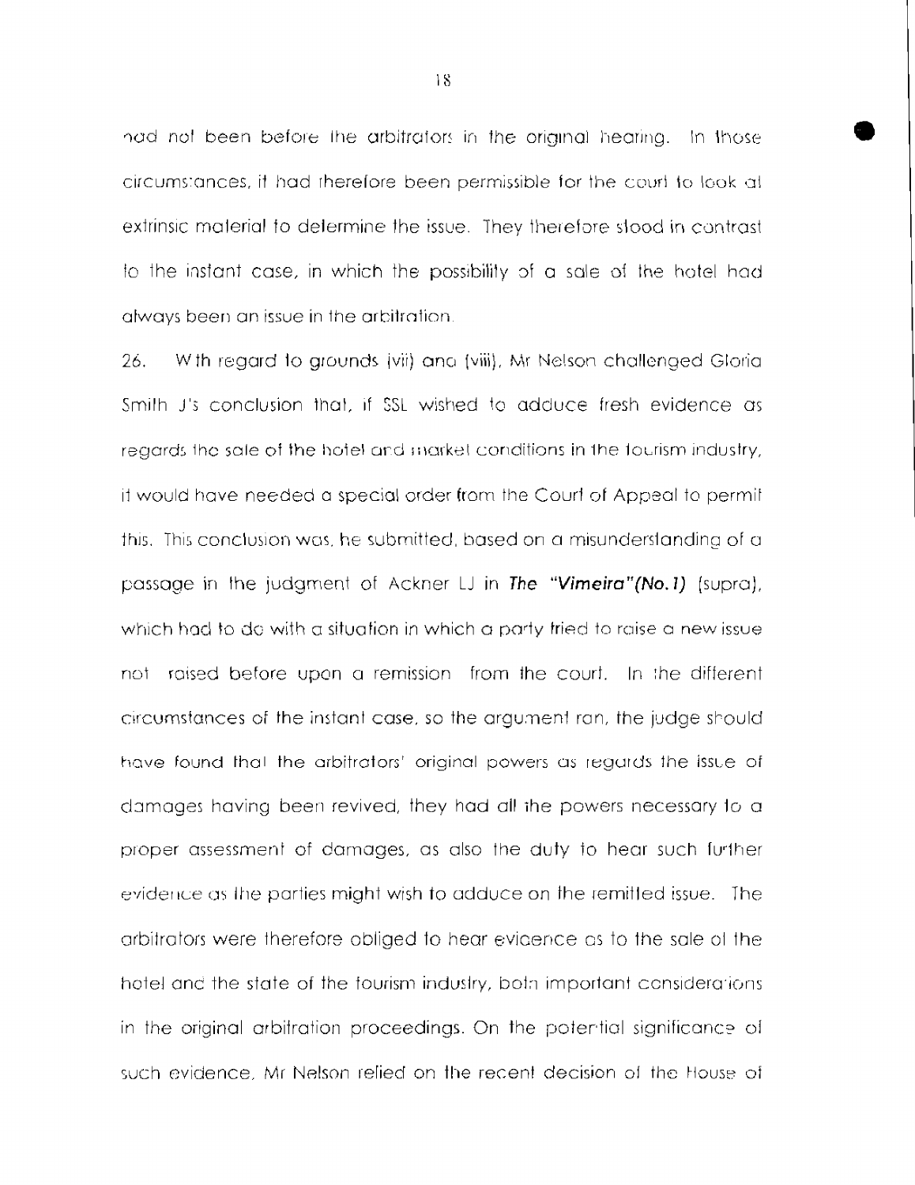had not been before the arbitrators in the original hearing. In those circumstances, it had therefore been permissible for the court to look at extrinsic material to determine the issue. They therefore stood in contrast to the instant case, in which the possibility of a sale of the hotel had always been an issue in the arbitration.

26. With regard to grounds (vii) and (viii), Mr Nelson challenged Gloria Smith J's conclusion that, if SSL wished to adduce fresh evidence as regards the sale of the hotel and market conditions in the tourism industry, it would have needed a special order from the Court of Appeal to permit this. This conclusion was, he submitted, based on a misunderstanding of a passage in the judgment of Ackner LJ in ***The "Vimeira"(No.1)*** (supra), which had to do with a situation in which a party tried to raise a new issue not raised before upon a remission from the court. In the different circumstances of the instant case, so the argument ran, the judge should have found that the arbitrators' original powers as regards the issue of damages having been revived, they had all the powers necessary to a proper assessment of damages, as also the duty to hear such further evidence as the parties might wish to adduce on the remitted issue. The arbitrators were therefore obliged to hear evidence as to the sale of the hotel and the state of the tourism industry, both important considerations in the original arbitration proceedings. On the potential significance of such evidence, Mr Nelson relied on the recent decision of the House of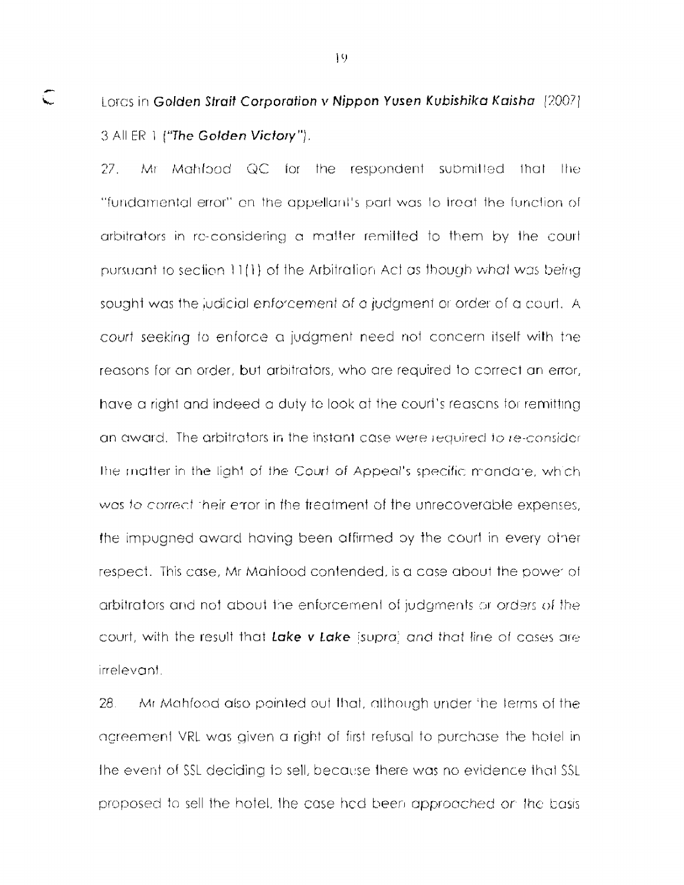Lords in ***Golden Strait Corporation v Nippon Yusen Kubishika Kaisha*** [2007] 3 All ER 1 (***"The Golden Victory"***).

27. Mr Mahfood QC for the respondent submitted that the "fundamental error" on the appellant's part was to treat the function of arbitrators in re-considering a matter remitted to them by the court pursuant to section 11(1) of the Arbitration Act as though what was being sought was the judicial enforcement of a judgment or order of a court. A court seeking to enforce a judgment need not concern itself with the reasons for an order, but arbitrators, who are required to correct an error, have a right and indeed a duty to look at the court's reasons for remitting an award. The arbitrators in the instant case were required to re-consider the matter in the light of the Court of Appeal's specific mandate, which was to correct their error in the treatment of the unrecoverable expenses, the impugned award having been affirmed by the court in every other respect. This case, Mr Mahfood contended, is a case about the power of arbitrators and not about the enforcement of judgments or orders of the court, with the result that ***Lake v Lake*** (supra) and that line of cases are irrelevant.

28. Mr Mahfood also pointed out that, although under the terms of the agreement VRL was given a right of first refusal to purchase the hotel in the event of SSL deciding to sell, because there was no evidence that SSL proposed to sell the hotel, the case had been approached on the basis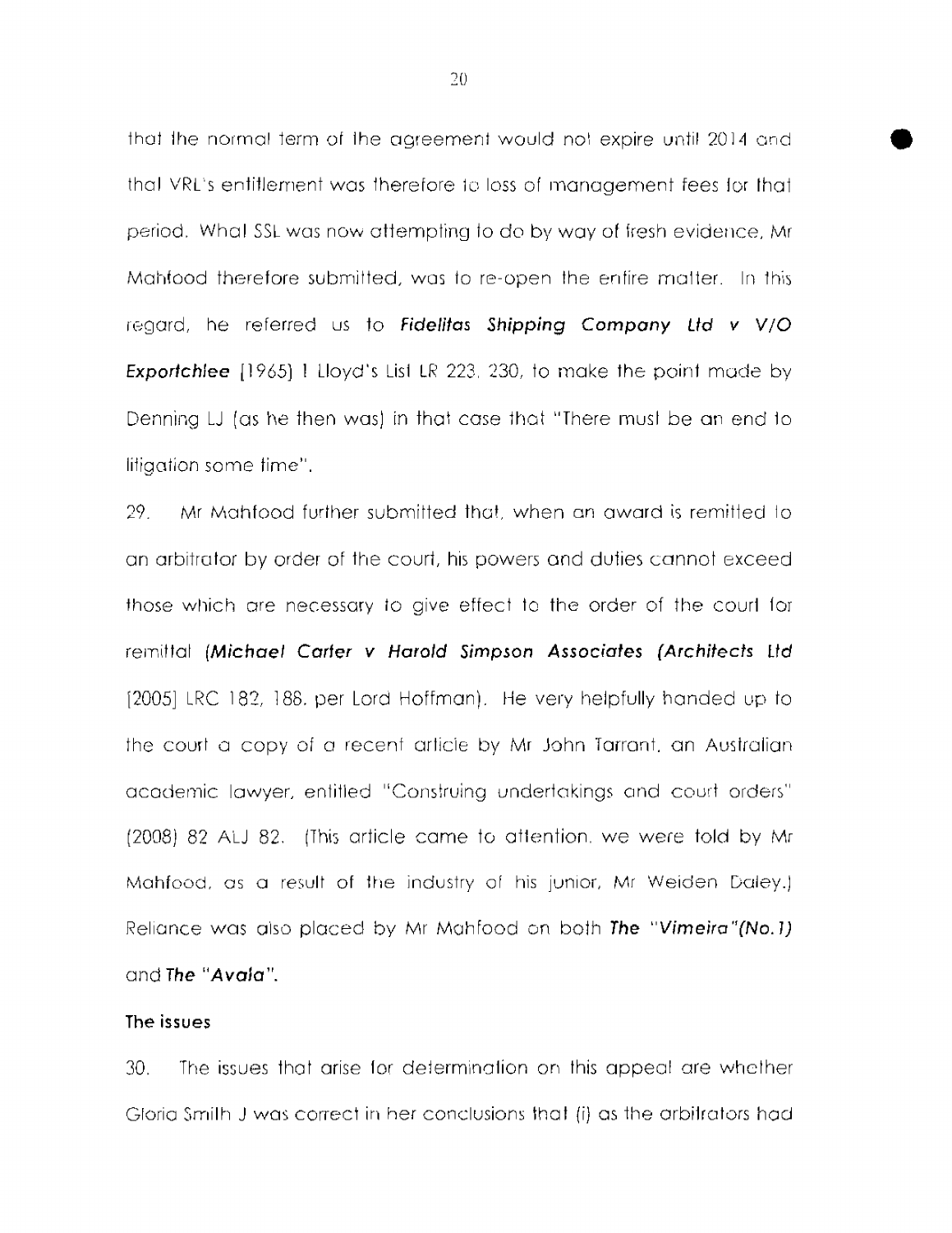that the normal term of the agreement would not expire until 2014 and that VRL's entitlement was therefore to loss of management fees for that period. What SSL was now attempting to do by way of fresh evidence, Mr Mahfood therefore submitted, was to re-open the entire matter. In this regard, he referred us to ***Fidelitas Shipping Company Ltd v V/O Exportchlee*** [1965] 1 Lloyd's List LR 223, 230, to make the point made by Denning LJ (as he then was) in that case that "There must be an end to litigation some time".

29. Mr Mahfood further submitted that, when an award is remitted to an arbitrator by order of the court, his powers and duties cannot exceed those which are necessary to give effect to the order of the court for remittal (***Michael Carter v Harold Simpson Associates (Architects Ltd*** [2005] LRC 182, 188, per Lord Hoffman). He very helpfully handed up to the court a copy of a recent article by Mr John Tarrant, an Australian academic lawyer, entitled "Construing undertakings and court orders" (2008) 82 ALJ 82. (This article came to attention, we were told by Mr Mahfood, as a result of the industry of his junior, Mr Weiden Daley.) Reliance was also placed by Mr Mahfood on both ***The "Vimeira"(No.1)*** and ***The "Avala"***.

**The issues**

30. The issues that arise for determination on this appeal are whether Gloria Smith J was correct in her conclusions that (i) as the arbitrators had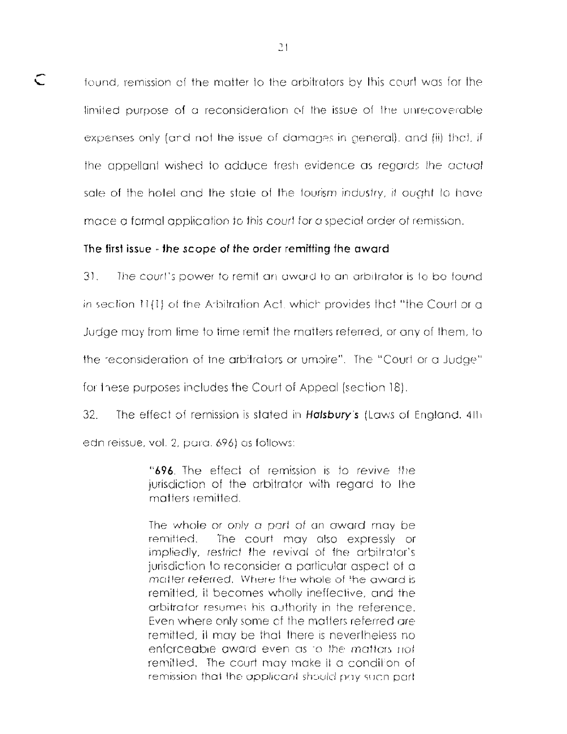found, remission of the matter to the arbitrators by this court was for the limited purpose of a reconsideration of the issue of the unrecoverable expenses only (and not the issue of damages in general), and (ii) that, if the appellant wished to adduce fresh evidence as regards *the actual sale of the hotel and the state of the tourism industry, it ought to have made a formal application to this court for a special order of remission.*

**The first issue - *the scope* of the order remitting the award**

31. The court's power to remit an award to an arbitrator is to be found in section 11(1) of the Arbitration Act, which provides that "the Court or a Judge may from time to time remit the matters referred, or any of them, to the reconsideration of the arbitrators or umpire". The "Court or a Judge" for these purposes includes the Court of Appeal (section 18).

32. The effect of remission is stated in ***Halsbury's*** (Laws of England, 4th edn reissue, vol. 2, para. 696) as follows:

> "**696**. The effect of remission is to revive the jurisdiction of the arbitrator with regard to the matters remitted.
>
> The whole or *only a part* of an award may be remitted. The court may also expressly or impliedly, *restrict* the revival of the arbitrator's jurisdiction to reconsider a particular aspect of a *matter referred*. Where the whole of the award is remitted, it becomes wholly ineffective, and the arbitrator resumes his authority in the reference. Even where only some of the matters referred are remitted, it may be that there is nevertheless no enforceable award even as to the matters not remitted. The court may make it a condition of remission that the applicant should pay such part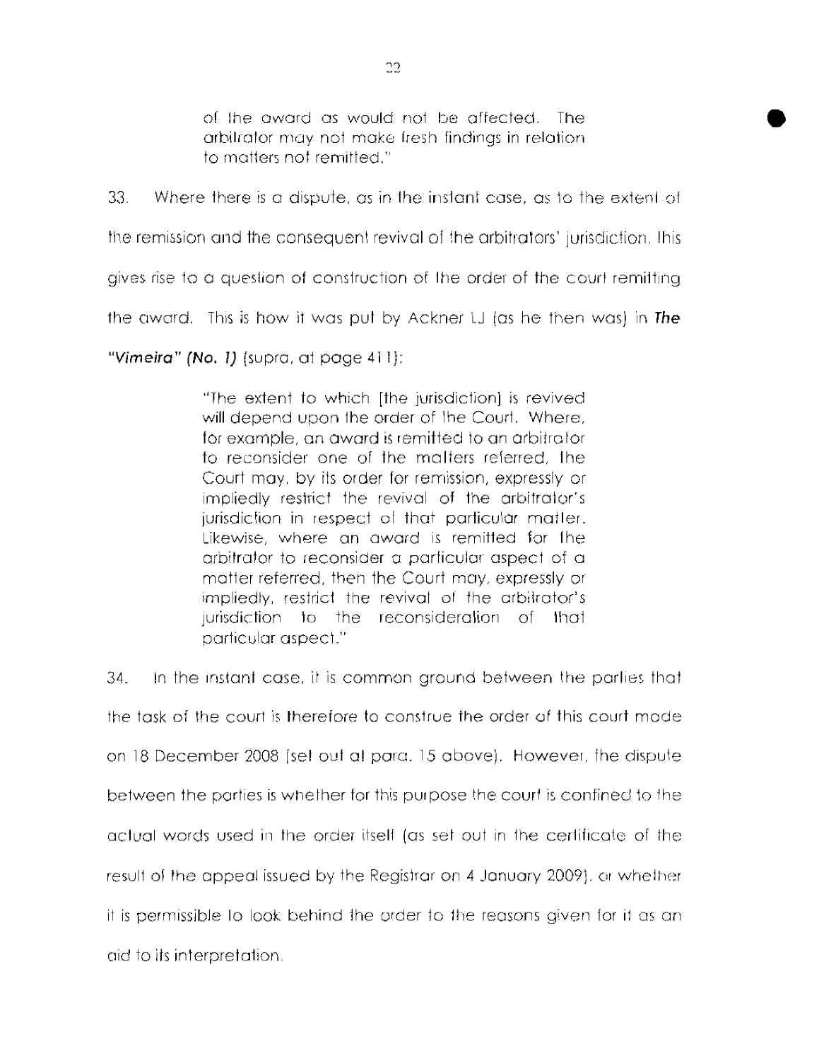> of the award as would not be affected. The arbitrator may not make fresh findings in relation to matters not remitted."

33. Where there is a dispute, as in the instant case, as to the extent of the remission and the consequent revival of the arbitrators' jurisdiction, this gives rise to a question of construction of the order of the court remitting the award. This is how it was put by Ackner LJ (as he then was) in ***The "Vimeira" (No. 1)*** (supra, at page 411):

> "The extent to which [the jurisdiction] is revived will depend upon the order of the Court. Where, for example, an award is remitted to an arbitrator to reconsider one of the matters referred, the Court may, by its order for remission, expressly or impliedly restrict the revival of the arbitrator's jurisdiction in respect of that particular matter. Likewise, where an award is remitted for the arbitrator to reconsider a particular aspect of a matter referred, then the Court may, expressly or impliedly, restrict the revival of the arbitrator's jurisdiction to the reconsideration of that particular aspect."

34. In the instant case, it is common ground between the parties that the task of the court is therefore to construe the order of this court made on 18 December 2008 (set out at para. 15 above). However, the dispute between the parties is whether for this purpose the court is confined to the actual words used in the order itself (as set out in the certificate of the result of the appeal issued by the Registrar on 4 January 2009), or whether it is permissible to look behind the order to the reasons given for it as an aid to its interpretation.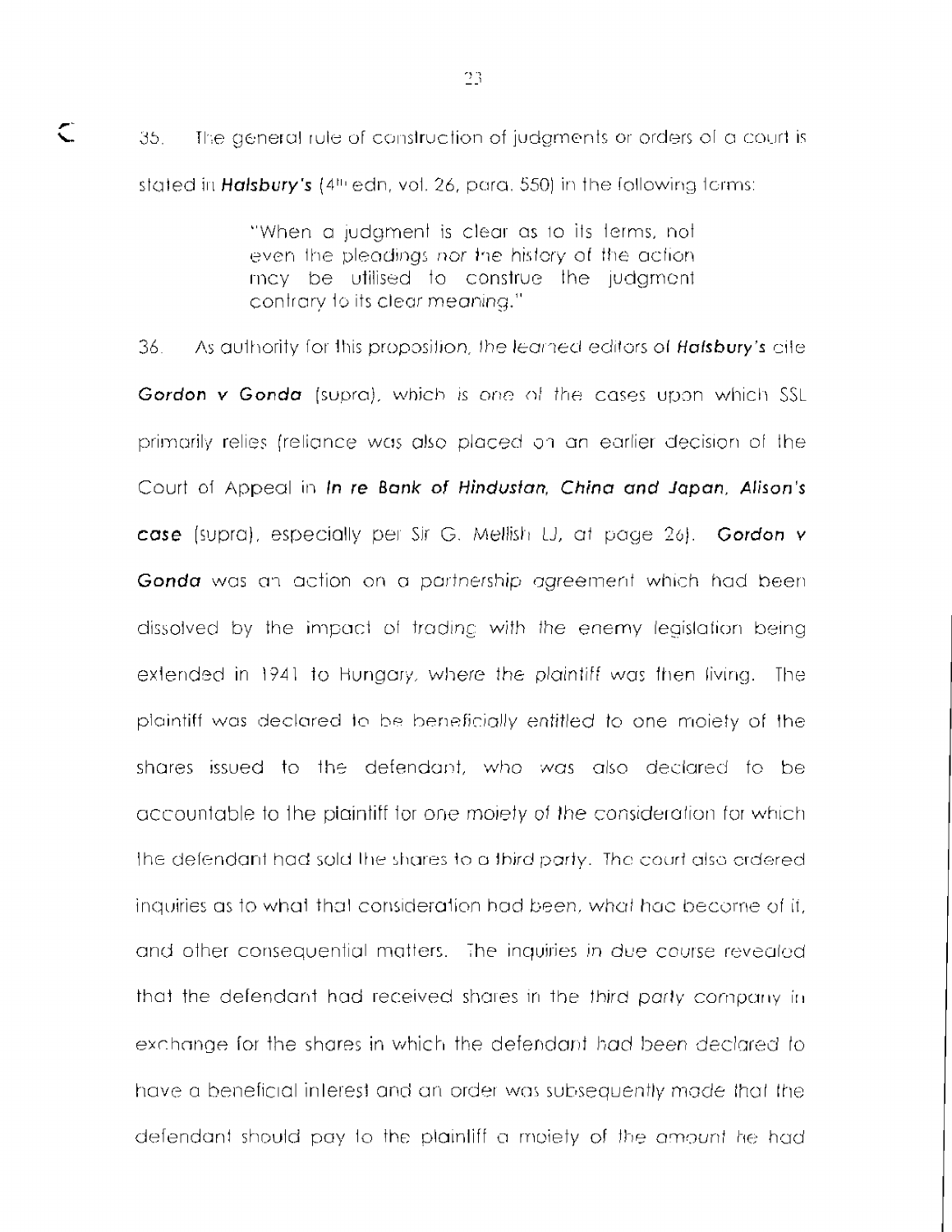35. The general rule of construction of judgments or orders of a court is stated in ***Halsbury's*** (4th edn, vol. 26, para. 550) in the following terms:

> "When a judgment is clear as to its terms, not even the pleadings nor the history of the action may be utilised to construe the judgment contrary to its clear meaning."

36. As authority for this proposition, the learned editors of ***Halsbury's*** cite ***Gordon v Gonda*** (supra), which is one of the cases upon which SSL primarily relies (reliance was also placed on an earlier decision of the Court of Appeal in ***In re Bank of Hindustan, China and Japan, Alison's case*** (supra), especially per Sir G. Mellish LJ, at page 26). ***Gordon v Gonda*** was an action on a partnership agreement which had been dissolved by the impact of trading with the enemy legislation being extended in 1941 to Hungary, where the plaintiff was then living. The plaintiff was declared to be beneficially entitled to one moiety of the shares issued to the defendant, who was also declared to be accountable to the plaintiff for one moiety of the consideration for which the defendant had sold the shares to a third party. The court also ordered inquiries as to what that consideration had been, what had become of it, and other consequential matters. The inquiries in due course revealed that the defendant had received shares in the third party company in exchange for the shares in which the defendant had been declared to have a beneficial interest and an order was subsequently made that the defendant should pay to the plaintiff a moiety of the amount he had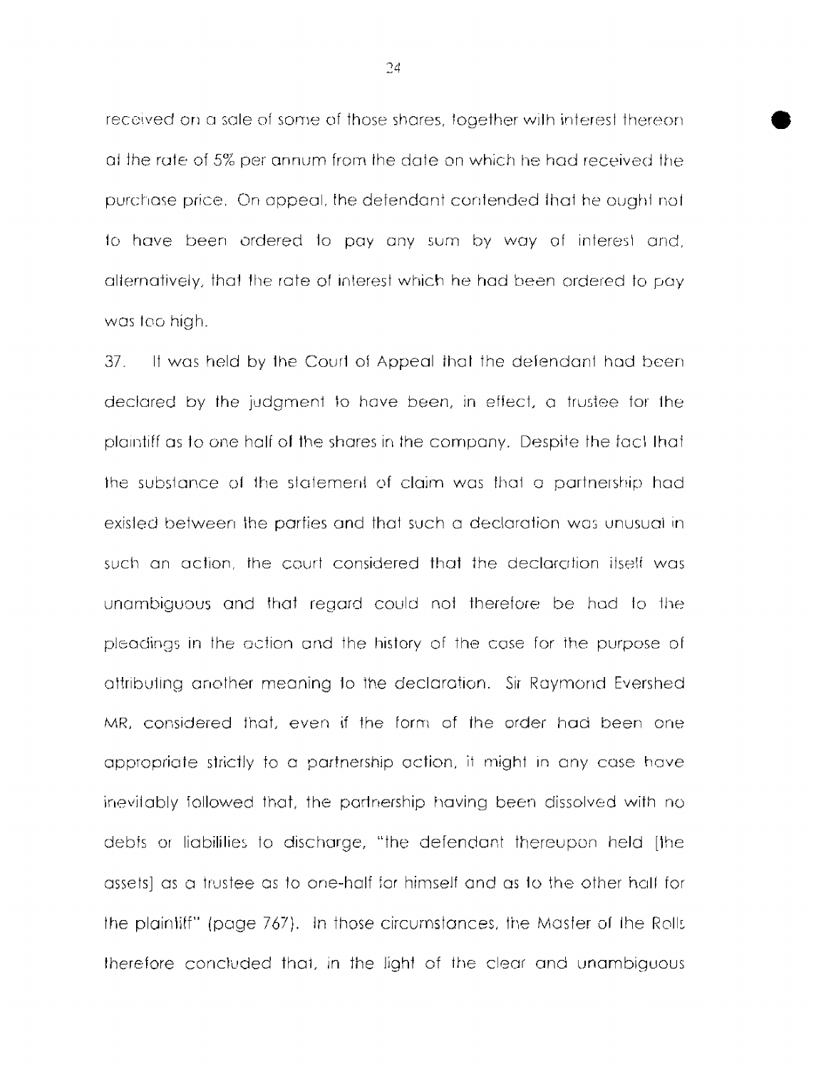received on a sale of some of those shares, together with interest thereon at the rate of 5% per annum from the date on which he had received the purchase price. On appeal, the defendant contended that he ought not to have been ordered to pay any sum by way of interest and, alternatively, that the rate of interest which he had been ordered to pay was too high.

37. It was held by the Court of Appeal that the defendant had been declared by the judgment to have been, in effect, a trustee for the plaintiff as to one half of the shares in the company. Despite the fact that the substance of the statement of claim was that a partnership had existed between the parties and that such a declaration was unusual in such an action, the court considered that the declaration itself was unambiguous and that regard could not therefore be had to the pleadings in the action and the history of the case for the purpose of attributing another meaning to the declaration. Sir Raymond Evershed MR, considered that, even if the form of the order had been one appropriate strictly to a partnership action, it might in any case have inevitably followed that, the partnership having been dissolved with no debts or liabilities to discharge, "the defendant thereupon held [the assets] as a trustee as to one-half for himself and as to the other half for the plaintiff" (page 767). In those circumstances, the Master of the Rolls therefore concluded that, in the light of the clear and unambiguous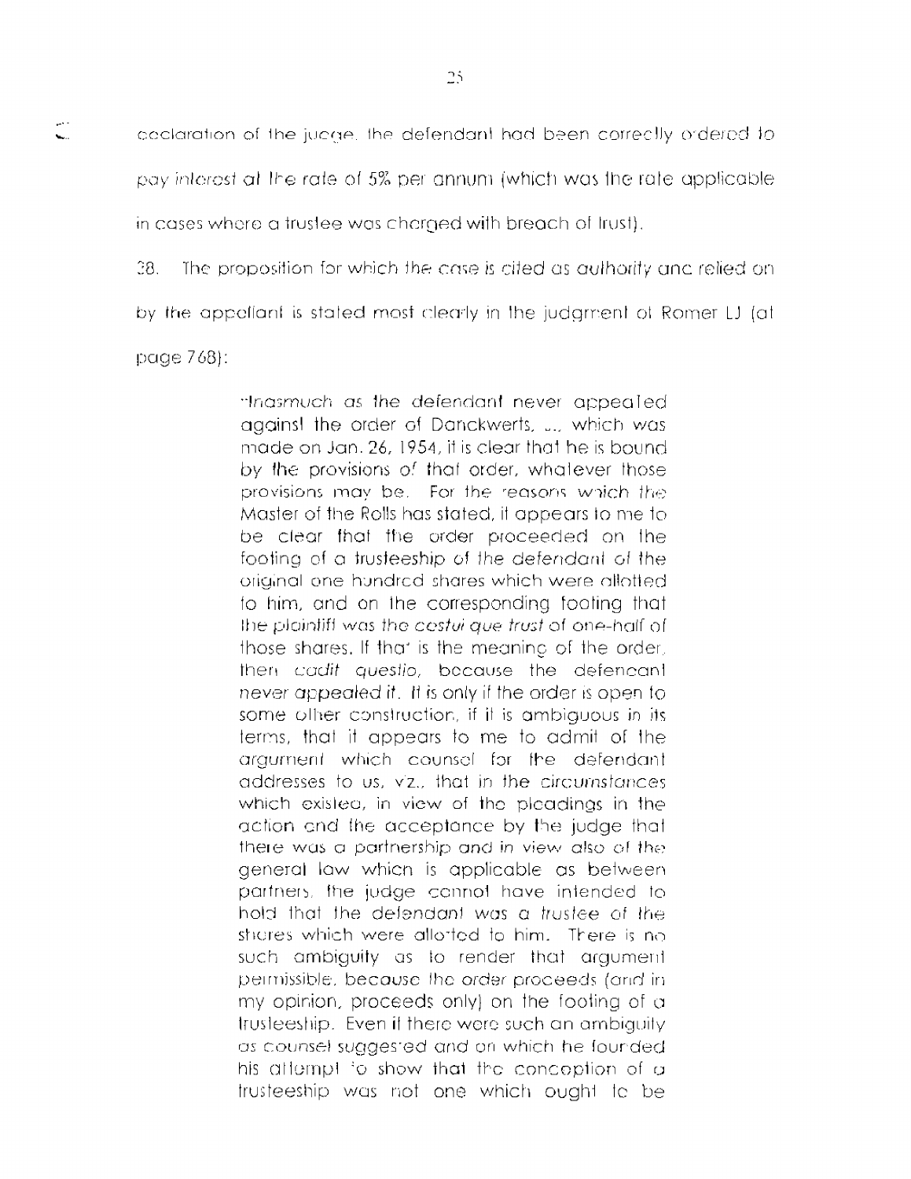declaration of the judge, the defendant had been correctly ordered to pay *interest* at the rate of 5% per annum (which was the rate applicable in cases where a trustee was charged with breach of trust).

38. The proposition for which the case is cited as authority and relied on by the appellant is stated most clearly in the judgment of Romer LJ (at page 768):

> "Inasmuch as the defendant never appealed against the order of Danckwerts, ... which was made on Jan. 26, 1954, it is clear that he is bound by the provisions of that order, whatever those provisions may be. For the reasons which the Master of the Rolls has stated, it appears to me to be clear that the order proceeded on the footing of a trusteeship of the defendant of the original one hundred shares which were allotted to him, and on the corresponding footing that the plaintiff was the *cestui que trust* of one-half of those shares. If that is the meaning of the order, then *cadit questio*, because the defendant never appealed it. It is only if the order is open to some other construction, if it is ambiguous in its terms, that it appears to me to admit of the argument which counsel for the defendant addresses to us, viz., that in the circumstances which existed, in view of the pleadings in the action and the acceptance by the judge that there was a partnership and in view also of the general law which is applicable as between partners, the judge cannot have intended to hold that the defendant was a trustee of the shares which were allotted to him. There is no such ambiguity as to render that argument permissible, because the order proceeds (and in my opinion, proceeds only) on the footing of a trusteeship. Even if there were such an ambiguity as counsel suggested and on which he founded his attempt to show that the conception of a trusteeship was not one which ought to be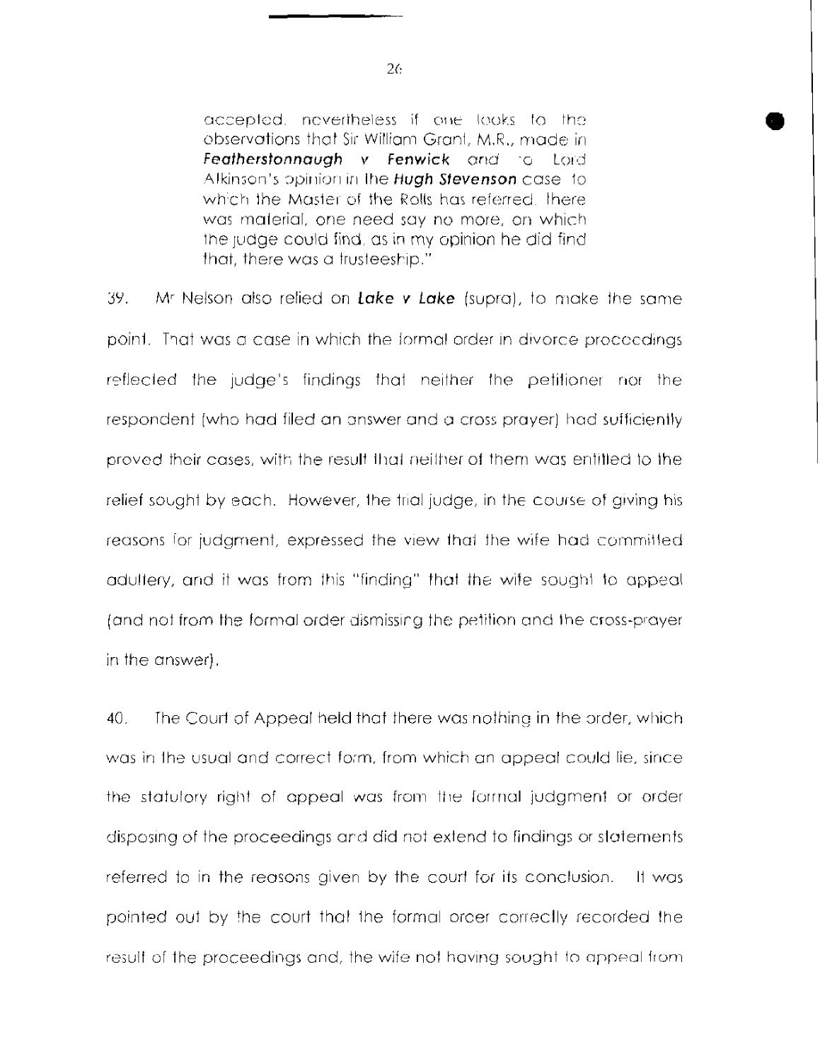accepted, nevertheless if one looks to the observations that Sir William Grant, M.R., made in **Featherstonnaugh v Fenwick** and to Lord Atkinson's opinion in the **Hugh Stevenson** case to which the Master of the Rolls has referred, there was material, one need say no more, on which the judge could find, as in my opinion he did find that, there was a trusteeship."

39. Mr Nelson also relied on ***Lake v Lake*** (supra), to make the same point. That was a case in which the formal order in divorce proceedings reflected the judge's findings that neither the petitioner nor the respondent (who had filed an answer and a cross prayer) had sufficiently proved their cases, with the result that neither of them was entitled to the relief sought by each. However, the trial judge, in the course of giving his reasons for judgment, expressed the view that the wife had committed adultery, and it was from this "finding" that the wife sought to appeal (and not from the formal order dismissing the petition and the cross-prayer in the answer).

40. The Court of Appeal held that there was nothing in the order, which was in the usual and correct form, from which an appeal could lie, since the statutory right of appeal was from the formal judgment or order disposing of the proceedings and did not extend to findings or statements referred to in the reasons given by the court for its conclusion. It was pointed out by the court that the formal order correctly recorded the result of the proceedings and, the wife not having sought to appeal from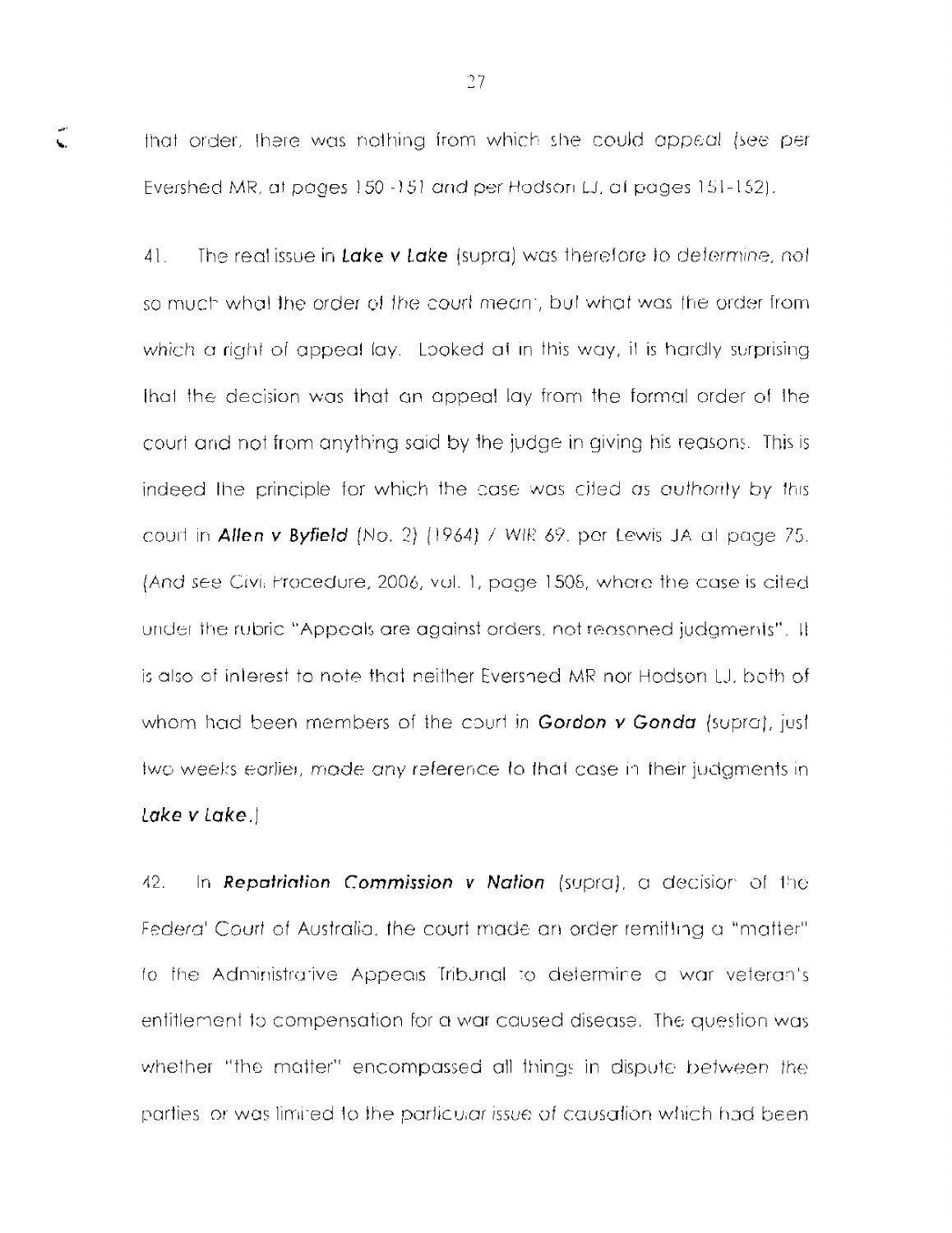that order, there was nothing from which she could appeal (see per Evershed MR, at pages 150 -151 and per Hodson LJ, at pages 151-152).

41. The real issue in ***Lake v Lake*** (supra) was therefore to *determine*, not so much what the order of the court meant, but what was the order from which a right of appeal lay. Looked at in this way, it is hardly surprising that the decision was that an appeal lay from the formal order of the court and not from anything said by the judge in giving his reasons. This is indeed the principle for which the case was cited *as authority* by this court in ***Allen v Byfield*** (No. 2) (1964) 7 WIR 69, per Lewis JA at page 75. (And see Civil Procedure, 2006, vol. 1, page 1508, where the case is cited under the rubric "Appeals are against orders, not reasoned judgments". It is also of interest to note that neither Evershed MR nor Hodson LJ, both of whom had been members of the court in ***Gordon v Gonda*** (supra), just two weeks earlier, *made* any reference to that case in their judgments in ***Lake v Lake***.)

42. In ***Repatriation Commission v Nation*** (supra), a decision of the Federal Court of Australia, the court made an order remitting a "matter" to the Administrative Appeals Tribunal to determine a war veteran's entitlement to compensation for a war caused disease. The question was whether "the matter" encompassed all things in dispute between the parties or was limited to the particular issue of causation which had been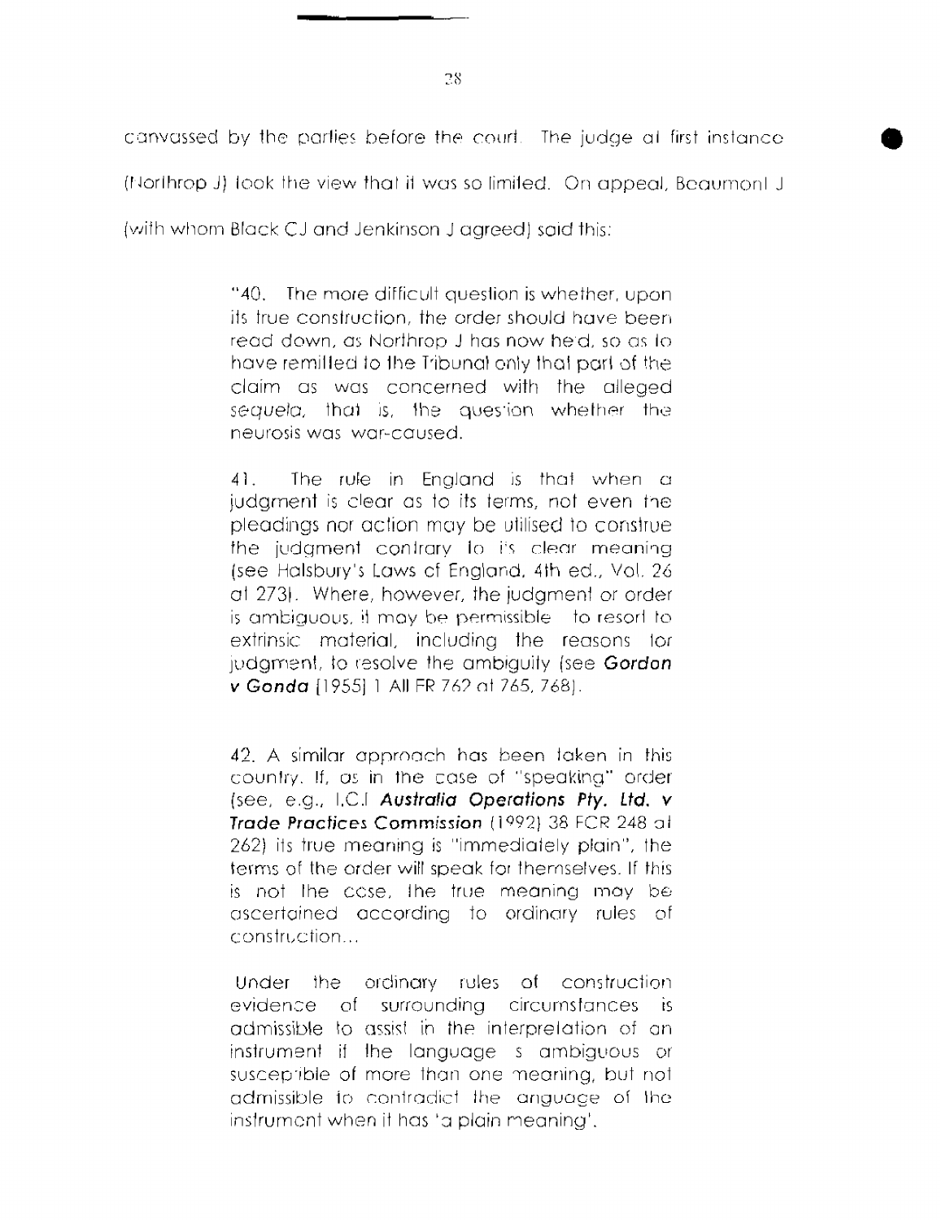canvassed by the parties before the court. The judge at first instance (Northrop J) took the view that it was so limited. On appeal, Beaumont J (with whom Black CJ and Jenkinson J agreed) said this:

> "40. The more difficult question is whether, upon its true construction, the order should have been read down, as Northrop J has now held, so as to have remitted to the Tribunal only that part of the claim as was concerned with the alleged *sequela*, that is, the question whether the neurosis was war-caused.
>
> 41. The rule in England is that when a judgment is clear as to its terms, not even the pleadings nor action may be utilised to construe the judgment contrary to its clear meaning (see Halsbury's Laws of England, 4th ed., Vol. 26 at 273). Where, however, the judgment or order is ambiguous, it may be permissible to resort to extrinsic material, including the reasons for judgment, to resolve the ambiguity (see ***Gordon v Gonda*** [1955] 1 All ER 762 at 765, 768).
>
> 42. A similar approach has been taken in this country. If, as in the case of "speaking" order (see, e.g., I.C.I ***Australia Operations Pty. Ltd. v Trade Practices Commission*** (1992) 38 FCR 248 at 262) its true meaning is "immediately plain", the terms of the order will speak for themselves. If this is not the case, the true meaning may be ascertained according to ordinary rules of construction...
>
> Under the ordinary rules of construction evidence of surrounding circumstances is admissible to assist in the interpretation of an instrument if the language is ambiguous or susceptible of more than one meaning, but not admissible to contradict the language of the instrument when it has 'a plain meaning'.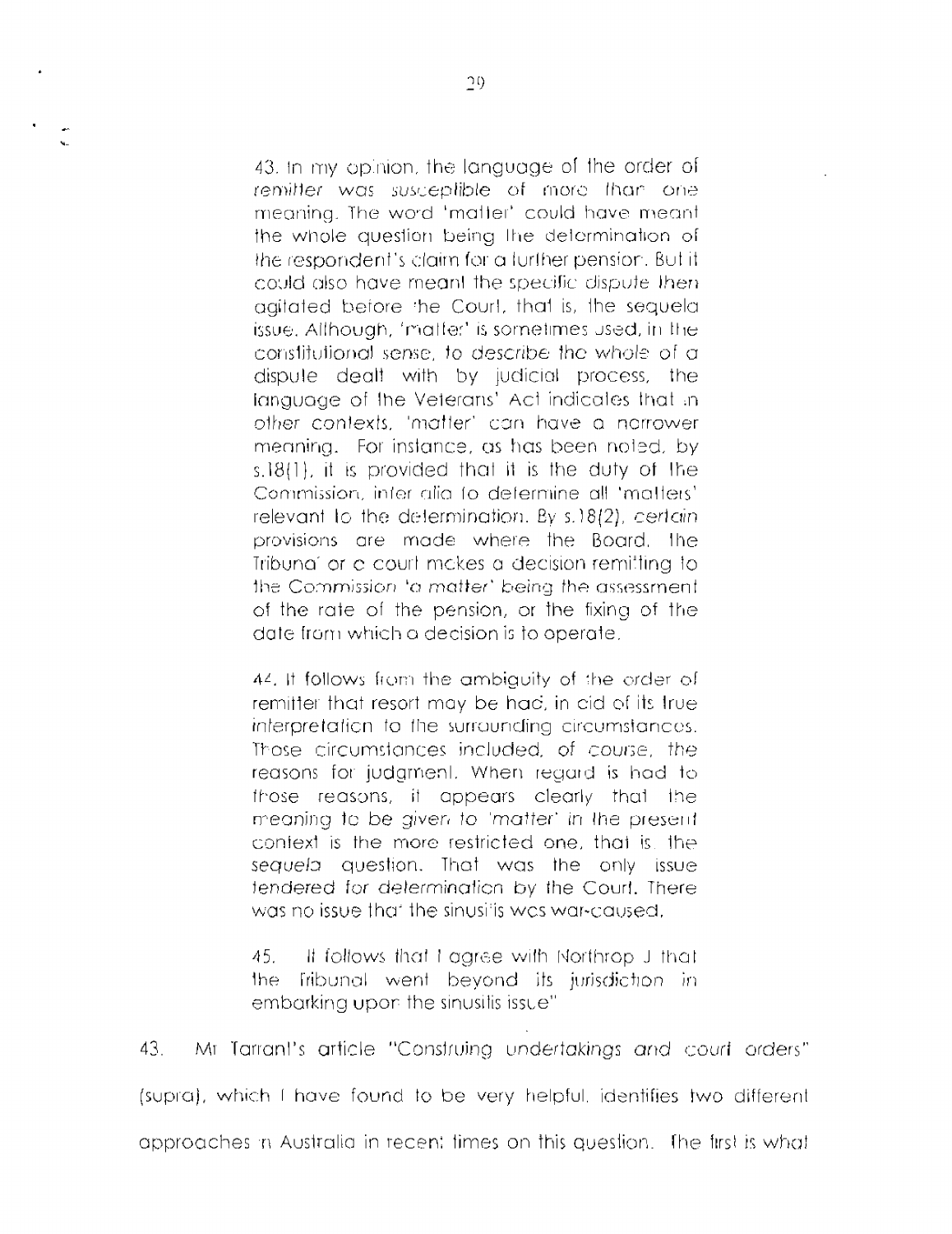> 43. In my opinion, the language of the order of *remitter* was *susceptible* of more than one meaning. The word 'matter' could have meant the whole question being the determination of the respondent's claim for a further pension. But it could also have meant the specific dispute then agitated before the Court, that is, the *sequela* issue. Although, 'matter' is sometimes used, in the constitutional sense, to describe the whole of a dispute dealt with by judicial process, the language of the Veterans' Act indicates that in other contexts, 'matter' can have a narrower meaning. For instance, as has been noted, by s.18(1), it is provided that it is the duty of the Commission, *inter alia* to determine all 'matters' relevant to the determination. By s.18(2), *certain* provisions are made where the Board, the Tribunal or a court makes a decision remitting to the *Commission 'a matter'* being the assessment of the rate of the pension, or the fixing of the date from which a decision is to operate.
>
> 44. It follows from the ambiguity of the order of remitter that resort may be had, in aid of its true *interpretation* to the surrounding circumstances. Those circumstances included, of course, *the* reasons for judgment. When regard is had to those reasons, it appears clearly that the meaning to be *given to 'matter'* in the present context is the more restricted one, that is, the *sequela* question. That was the only issue *tendered for determination* by the Court. There was no issue that the sinusitis was war-caused.
>
> 45. It follows that I agree with Northrop J that the Tribunal went beyond its *jurisdiction* in embarking upon the sinusitis issue"

43. Mr Tarrant's article "Construing *undertakings and court orders*" (supra), which I have found to be very helpful, identifies two different approaches in Australia in recent times on this question. The first is what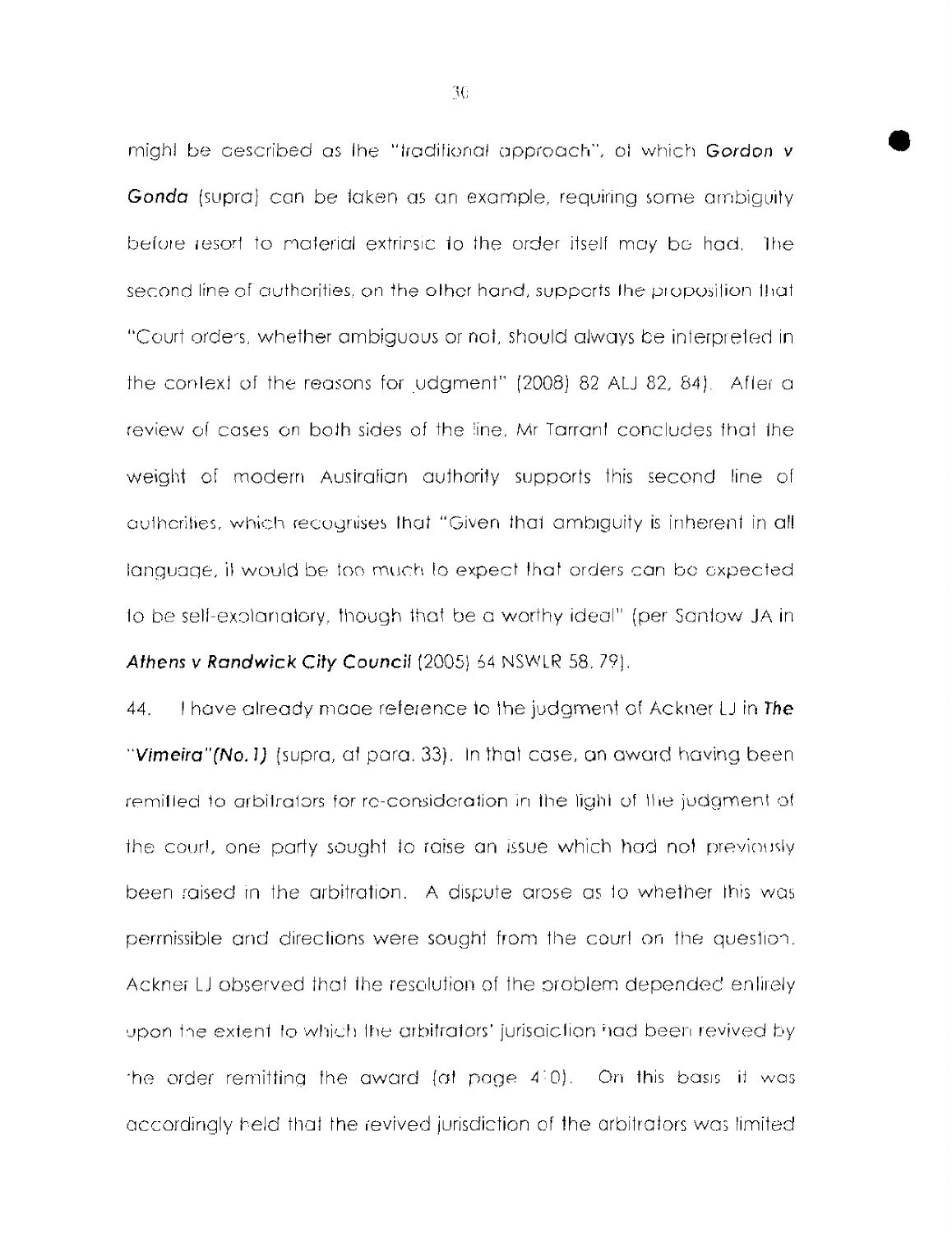might be described as the "*traditional approach*", of which **Gordon v Gonda** (supra) can be taken as an example, requiring some ambiguity before resort to material extrinsic to the order itself may be had. The second line of authorities, on the other hand, supports the proposition that "Court orders, whether ambiguous or not, should always be interpreted in the context of the reasons for judgment" (2008) 82 ALJ 82, 84). After a review of cases on both sides of the line, Mr Tarrant concludes that the weight of modern Australian authority supports this second line of authorities, which recognises that "Given that ambiguity is inherent in all language, it would be too much to expect that orders can be expected to be self-explanatory, though that be a worthy ideal" (per Santow JA in ***Athens v Randwick City Council*** (2005) 64 NSWLR 58, 79).

44. I have already made reference to the judgment of Ackner LJ in ***The "Vimeira"(No. 1)*** (supra, at para. 33). In that case, an award having been remitted to arbitrators for re-consideration in the light of the judgment of the court, one party sought to raise an issue which had not previously been raised in the arbitration. A dispute arose as to whether this was permissible and directions were sought from the court on the question. Ackner LJ observed that the resolution of the problem depended entirely upon the extent to which the arbitrators' jurisdiction had been revived by the order remitting the award (at page 410). On this basis it was accordingly held that the revived jurisdiction of the arbitrators was limited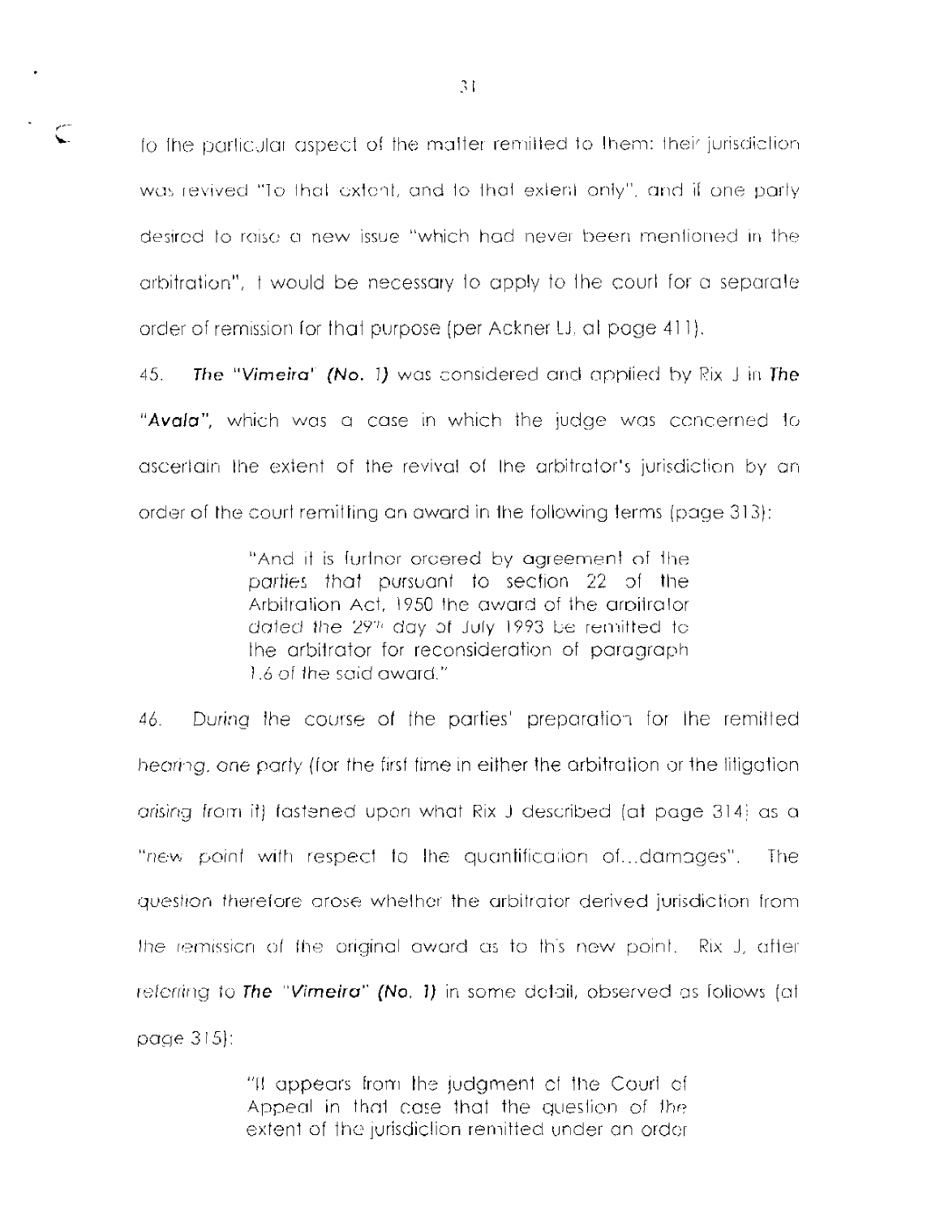to the particular aspect of the matter remitted to them: their jurisdiction was revived "To that extent, and to that extent only", and if one party desired to raise a new issue "which had never been mentioned in the arbitration", it would be necessary to apply to the court for a separate order of remission for that purpose (per Ackner LJ, at page 411).

45. ***The "Vimeira" (No. 1)*** was considered and applied by Rix J in ***The "Avala"***, which was a case in which the judge was concerned to ascertain the extent of the revival of the arbitrator's jurisdiction by an order of the court remitting an award in the following terms (page 313):

> "And it is further ordered by agreement of the parties that pursuant to section 22 of the Arbitration Act, 1950 the award of the arbitrator dated the 29th day of July 1993 be remitted to the arbitrator for reconsideration of paragraph 1.6 of the said award."

46. During the course of the parties' preparation for the remitted hearing, one party (for the first time in either the arbitration or the litigation arising from it) fastened upon what Rix J described (at page 314) as a "new point with respect to the quantification of...damages". The question therefore arose whether the arbitrator derived jurisdiction from the remission of the original award as to this new point. Rix J, after referring to ***The "Vimeira" (No. 1)*** in some detail, observed as follows (at page 315):

> "It appears from the judgment of the Court of Appeal in that case that the question of the extent of the jurisdiction remitted under an order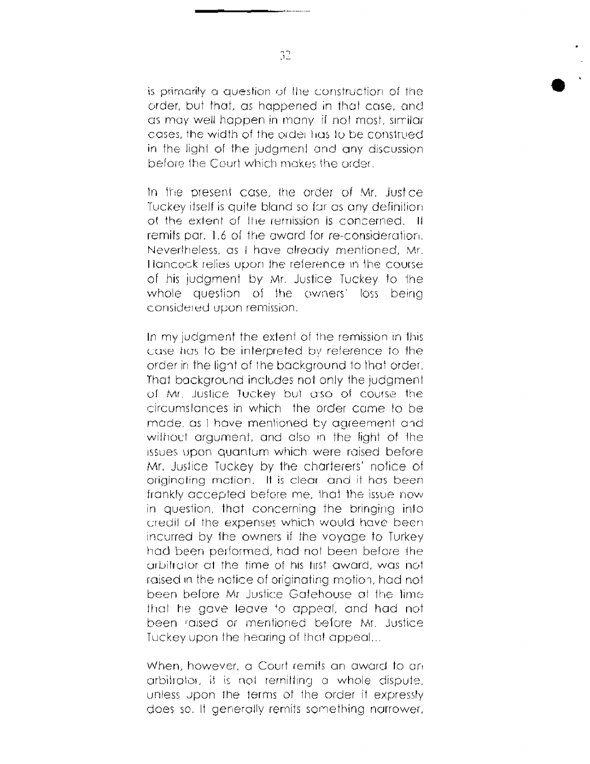is primarily a question of the construction of the order, but that, as happened in that case, and as may well happen in many, if not most, similar cases, the width of the order has to be construed in the light of the judgment and any discussion before the Court which makes the order.

In the present case, the order of Mr. Justice Tuckey itself is quite bland so far as any definition of the extent of the remission is concerned. It remits par. 1.6 of the award for re-consideration. Nevertheless, as I have already mentioned, Mr. Hancock relies upon the reference in the course of his judgment by Mr. Justice Tuckey to the whole question of the owners' loss being considered upon remission.

In my judgment the extent of the remission in this case has to be interpreted by reference to the order in the light of the background to that order. That background includes not only the judgment of Mr. Justice Tuckey but also of course the circumstances in which the order came to be made, as I have mentioned by agreement and without argument, and also in the light of the issues upon quantum which were raised before Mr. Justice Tuckey by the charterers' notice of originating motion. It is clear and it has been frankly accepted before me, that the issue now in question, that concerning the bringing into credit of the expenses which would have been incurred by the owners if the voyage to Turkey had been performed, had not been before the arbitrator at the time of his first award, was not raised in the notice of originating motion, had not been before Mr Justice Gatehouse at the time that he gave leave to appeal, and had not been raised or mentioned before Mr. Justice Tuckey upon the hearing of that appeal...

When, however, a Court remits an award to an arbitrator, it is not remitting a whole dispute, unless upon the terms of the order it expressly does so. It generally remits something narrower,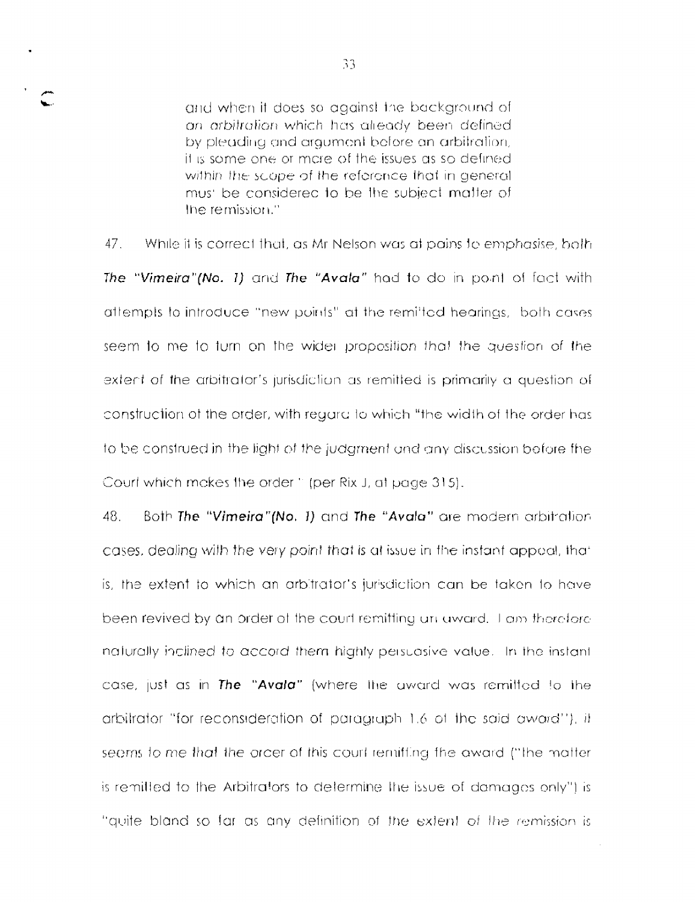and when it does so against the background of an arbitration which has already been defined by pleading and argument before an arbitration, it is some one or more of the issues as so defined within the scope of the reference that in general must be considered to be the subject matter of the remission."

47. While it is correct that, as Mr Nelson was at pains to emphasise, both ***The "Vimeira"(No. 1)*** and ***The "Avala"*** had to do in point of fact with attempts to introduce "new points" at the remitted hearings, both cases seem to me to turn on the wider proposition that the question of the extent of the arbitrator's jurisdiction as remitted is primarily a question of construction of the order, with regard to which "the width of the order has to be construed in the light of the judgment and any discussion before the Court which makes the order " (per Rix J, at page 315).

48. Both ***The "Vimeira"(No. 1)*** and ***The "Avala"*** are modern arbitration cases, dealing with the very point that is at issue in the instant appeal, that is, the extent to which an arbitrator's jurisdiction can be taken to have been revived by an order of the court remitting an award. I am therefore naturally inclined to accord them highly persuasive value. In the instant case, just as in ***The "Avala"*** (where the award was remitted to the arbitrator "for reconsideration of paragraph 1.6 of the said award"), it seems to me that the order of this court remitting the award ("the matter is remitted to the Arbitrators to determine the issue of damages only") is "quite bland so far as any definition of the extent of the remission is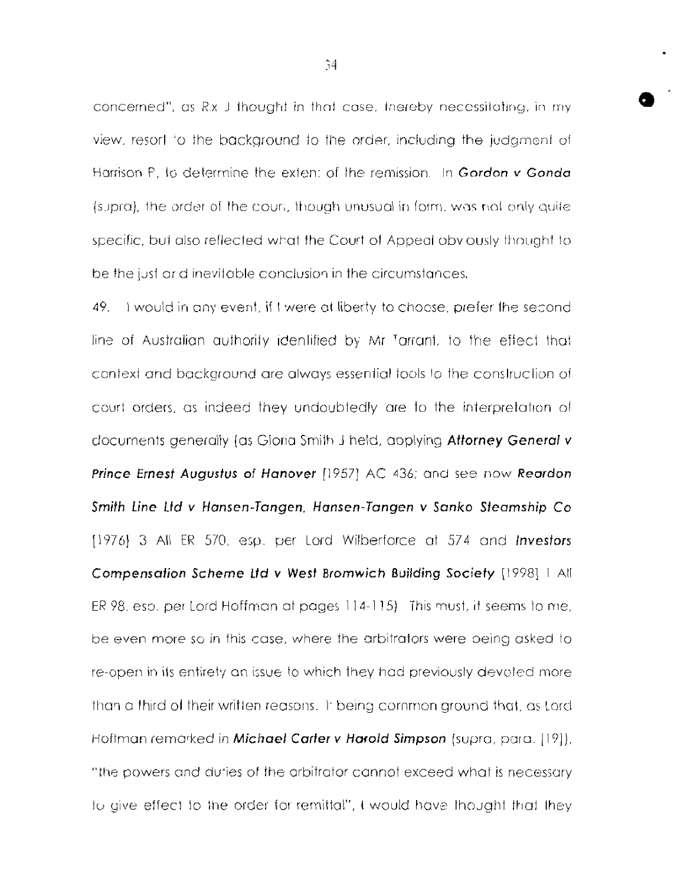concerned", as Rx J thought in that case, thereby necessitating, in my view, resort to the background to the order, including the judgment of Harrison P, to determine the extent of the remission. In ***Gordon v Gonda*** (supra), the order of the court, though unusual in form, was not only quite specific, but also reflected what the Court of Appeal obviously thought to be the just and inevitable conclusion in the circumstances.

49. I would in any event, if I were at liberty to choose, prefer the second line of Australian authority identified by Mr Tarrant, to the effect that context and background are always essential tools to the construction of court orders, as indeed they undoubtedly are to the interpretation of documents generally (as Gloria Smith J held, applying ***Attorney General v Prince Ernest Augustus of Hanover*** [1957] AC 436; and see now ***Reardon Smith Line Ltd v Hansen-Tangen, Hansen-Tangen v Sanko Steamship Co*** [1976] 3 All ER 570, esp. per Lord Wilberforce at 574 and ***Investors Compensation Scheme Ltd v West Bromwich Building Society*** [1998] 1 All ER 98, esp. per Lord Hoffman at pages 114-115) This must, it seems to me, be even more so in this case, where the arbitrators were being asked to re-open in its entirety an issue to which they had previously devoted more than a third of their written reasons. It being common ground that, as Lord Hoffman remarked in ***Michael Carter v Harold Simpson*** (supra, para. [19]), "the powers and duties of the arbitrator cannot exceed what is necessary to give effect to the order for remittal", I would have thought that they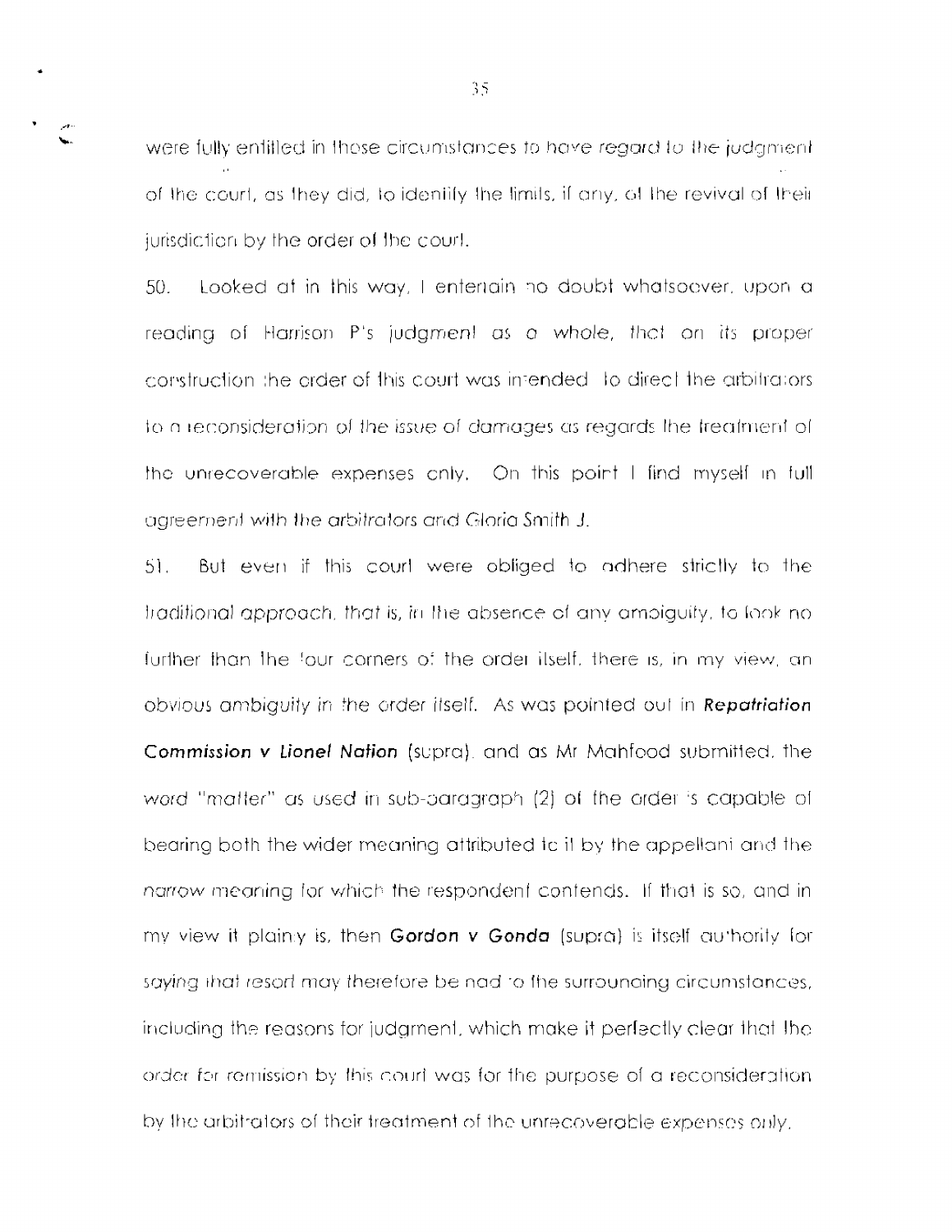were fully entitled in those circumstances to have regard to the judgment of the court, as they did, to identify the limits, if any, of the revival of their jurisdiction by the order of the court.

50. Looked at in this way, I entertain no doubt whatsoever, upon a reading of Harrison P's judgment as a whole, that on its proper construction the order of this court was intended to direct the arbitrators to a reconsideration of the issue of damages as regards the treatment of the unrecoverable expenses only. On this point I find myself in full agreement with the arbitrators and Gloria Smith J.

51. But even if this court were obliged to adhere strictly to the traditional approach, that is, in the absence of any ambiguity, to look no further than the four corners of the order itself, there is, in my view, an obvious ambiguity in the order itself. As was pointed out in ***Repatriation Commission v Lionel Nation*** (supra), and as Mr Mahfood submitted, the word "matter" as used in sub-paragraph (2) of the order is capable of bearing both the wider meaning attributed to it by the appellant and the narrow meaning for which the respondent contends. If that is so, and in my view it plainly is, then ***Gordon v Gonda*** (supra) is itself authority for saying that resort may therefore be had to the surrounding circumstances, including the reasons for judgment, which make it perfectly clear that the order for remission by this court was for the purpose of a reconsideration by the arbitrators of their treatment of the unrecoverable expenses only.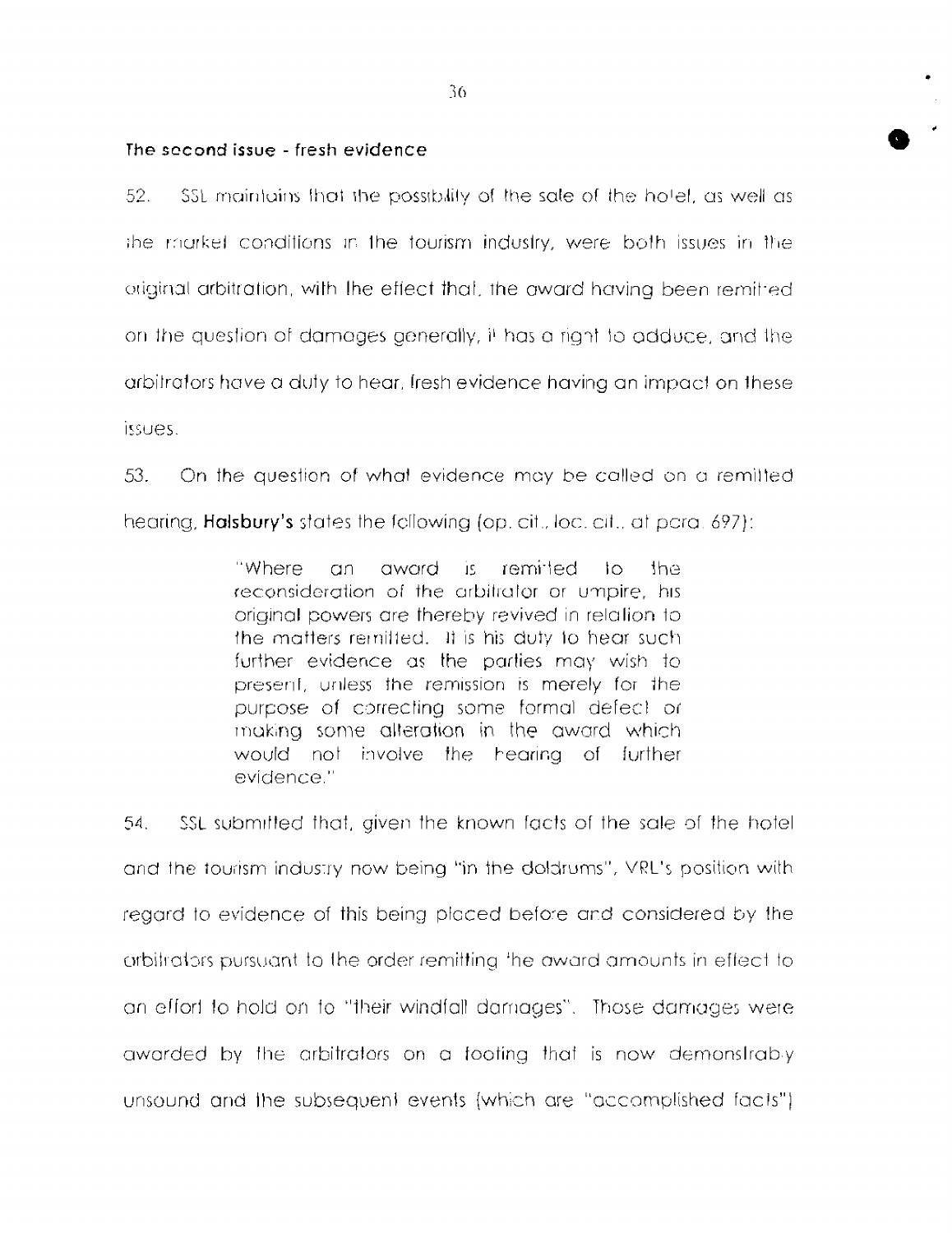### The second issue - fresh evidence

52. SSL maintains that the possibility of the sale of the hotel, as well as the market conditions in the tourism industry, were both issues in the original arbitration, with the effect that, the award having been remitted on the question of damages generally, it has a right to adduce, and the arbitrators have a duty to hear, fresh evidence having an impact on these issues.

53. On the question of what evidence may be called on a remitted hearing, **Halsbury's** states the following (op. cit., loc. cit., at para. 697):

> "Where an award is remitted to the reconsideration of the arbitrator or umpire, his original powers are thereby revived in relation to the matters remitted. It is his duty to hear such further evidence as the parties may wish to present, unless the remission is merely for the purpose of correcting some formal defect or making some alteration in the award which would not involve the hearing of further evidence."

54. SSL submitted that, given the known facts of the sale of the hotel and the tourism industry now being "in the doldrums", VRL's position with regard to evidence of this being placed before and considered by the arbitrators pursuant to the order remitting the award amounts in effect to an effort to hold on to "their windfall damages". Those damages were awarded by the arbitrators on a footing that is now demonstrably unsound and the subsequent events (which are "accomplished facts")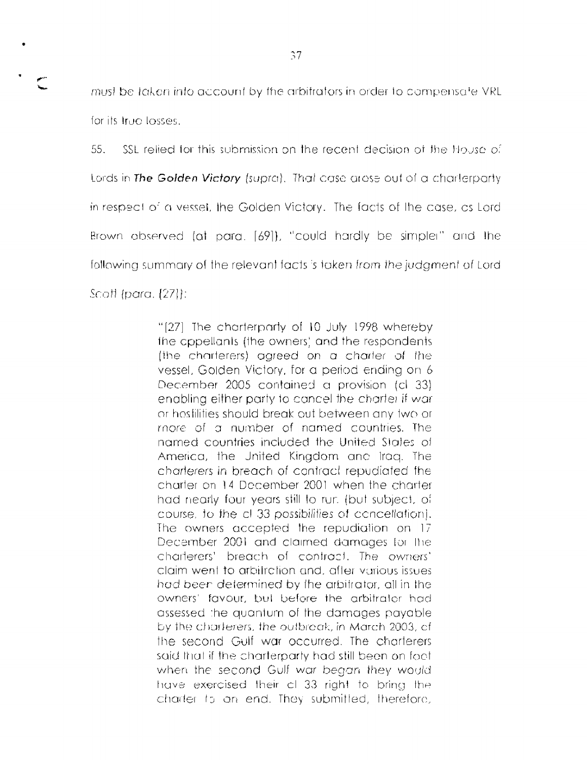must be taken into account by the arbitrators in order to compensate VRL for its true losses.

55. SSL relied for this submission on the recent decision of the House of Lords in ***The Golden Victory*** *(supra)*. That case arose out of a charterparty in respect of a vessel, the Golden Victory. The facts of the case, as Lord Brown observed (at para. [69]), "could hardly be simpler" and the following summary of the relevant facts is taken from the judgment of Lord Scott (para. [27]):

> "[27] The charterparty of 10 July 1998 whereby the appellants (the owners) and the respondents (the charterers) agreed on a charter of the vessel, Golden Victory, for a period ending on 6 December 2005 contained a provision (cl 33) enabling either party to cancel the charter if war or hostilities should break out between any two or more of a number of named countries. The named countries included the United States of America, the United Kingdom and Iraq. The charterers in breach of contract repudiated the charter on 14 December 2001 when the charter had nearly four years still to run (but subject, of course, to the cl 33 possibilities of cancellation). The owners accepted the repudiation on 17 December 2001 and claimed damages for the charterers' breach of contract. The owners' claim went to arbitration and, after various issues had been determined by the arbitrator, all in the owners' favour, but before the arbitrator had assessed the quantum of the damages payable by the charterers, the outbreak, in March 2003, of the second Gulf war occurred. The charterers said that if the charterparty had still been on foot when the second Gulf war began they would have exercised their cl 33 right to bring the charter to an end. They submitted, therefore,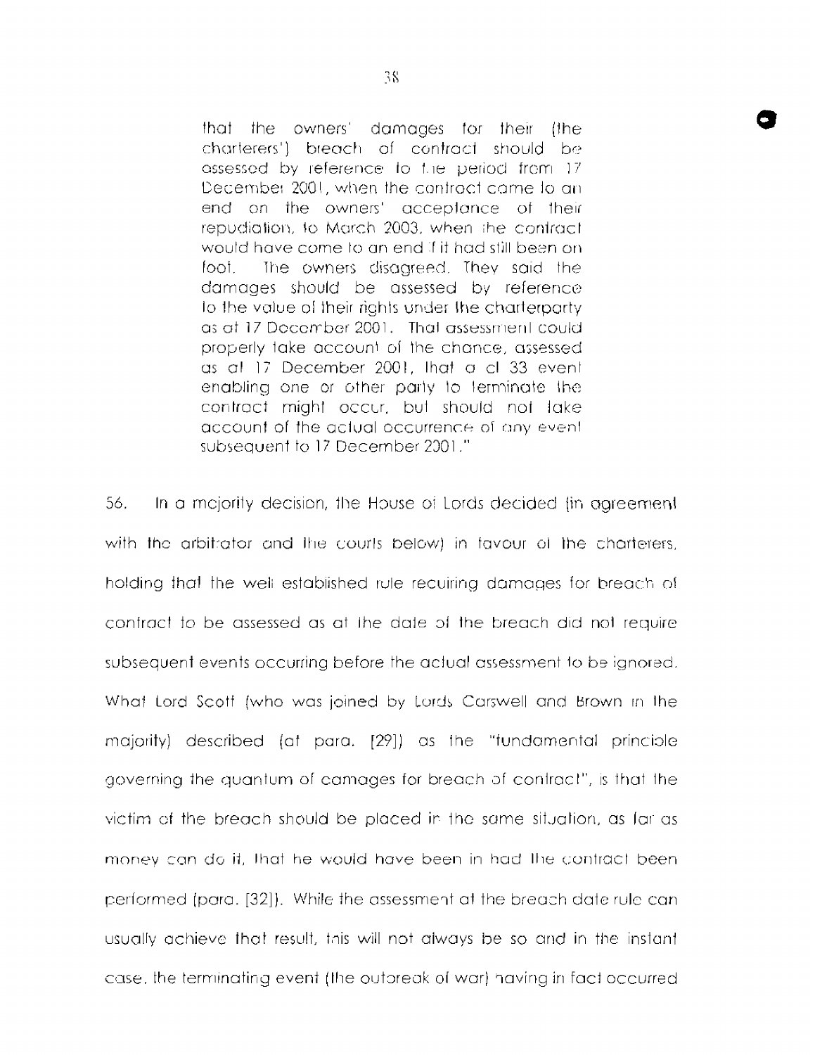> that the owners' damages for their (the charterers') breach of contract should be assessed by reference to the period from 17 December 2001, when the contract came to an end on the owners' acceptance of their repudiation, to March 2003, when the contract would have come to an end if it had still been on foot. The owners disagreed. They said the damages should be assessed by reference to the value of their rights under the charterparty as at 17 December 2001. That assessment could properly take account of the chance, assessed as at 17 December 2001, that a cl 33 event enabling one or other party to terminate the contract might occur, but should not take account of the actual occurrence of any event subsequent to 17 December 2001."

56. In a majority decision, the House of Lords decided (in agreement with the arbitrator and the courts below) in favour of the charterers, holding that the well established rule requiring damages for breach of contract to be assessed as at the date of the breach did not require subsequent events occurring before the actual assessment to be ignored. What Lord Scott (who was joined by Lords Carswell and Brown in the majority) described (at para. [29]) as the "fundamental principle governing the quantum of damages for breach of contract", is that the victim of the breach should be placed in the same situation, as far as money can do it, that he would have been in had the contract been performed (para. [32]). While the assessment at the breach date rule can usually achieve that result, this will not always be so and in the instant case, the terminating event (the outbreak of war) having in fact occurred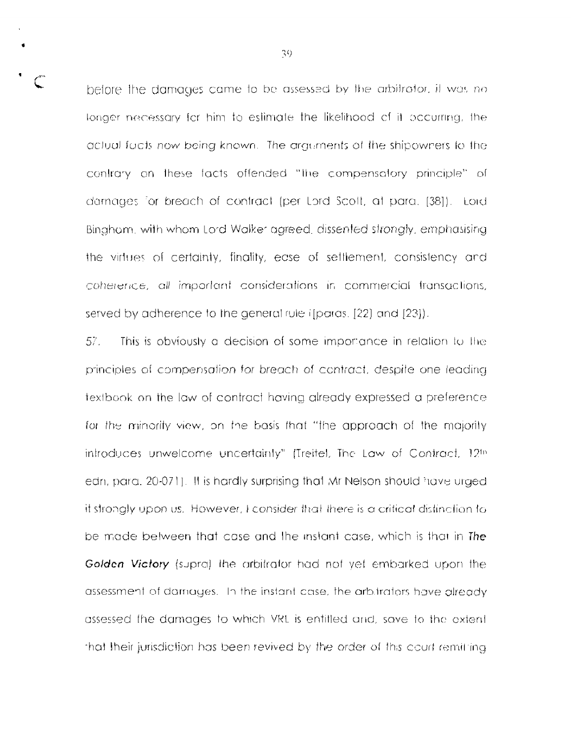before the damages came to be assessed by the arbitrator, it was no longer necessary for him to estimate the likelihood of it occurring, the actual facts now being known. The arguments of the shipowners to the contrary on these facts offended "the compensatory principle" of damages for breach of contract (per Lord Scott, at para. [38]). Lord Bingham, with whom Lord Walker agreed, dissented strongly, emphasising the virtues of certainty, finality, ease of settlement, consistency and coherence, all important considerations in commercial transactions, served by adherence to the general rule ([paras. [22] and [23]).

57. This is obviously a decision of some importance in relation to the principles of compensation for breach of contract, despite one leading textbook on the law of contract having already expressed a preference for the minority view, on the basis that "the approach of the majority introduces unwelcome uncertainty" (Treitel, The Law of Contract, 12th edn, para. 20-071). It is hardly surprising that Mr Nelson should have urged it strongly upon us. However, I consider that there is a critical distinction to be made between that case and the instant case, which is that in ***The Golden Victory*** (supra) the arbitrator had not yet embarked upon the assessment of damages. In the instant case, the arbitrators have already assessed the damages to which VRL is entitled and, save to the extent that their jurisdiction has been revived by the order of this court remitting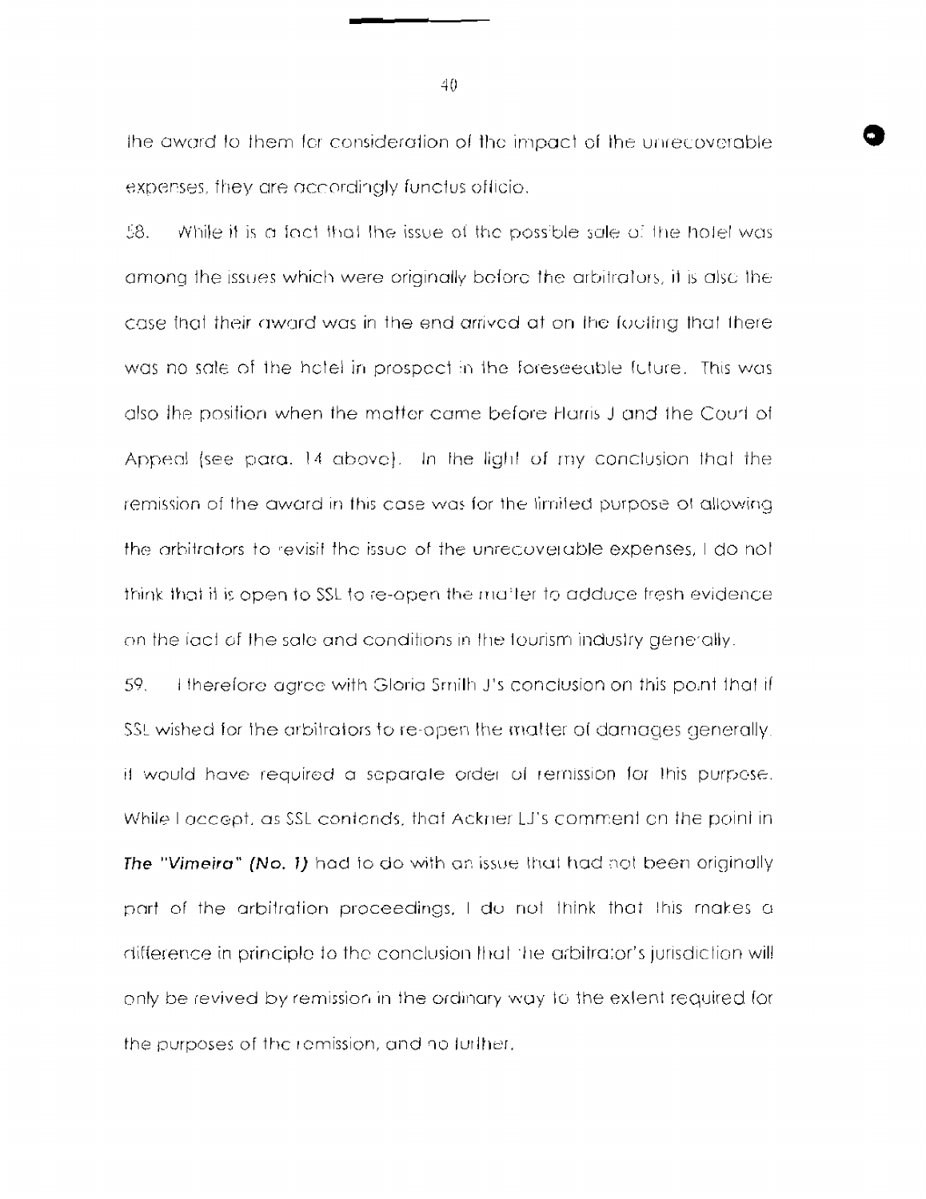the award to them for consideration of the impact of the unrecoverable expenses, they are accordingly functus officio.

58. While it is a fact that the issue of the possible sale of the hotel was among the issues which were originally before the arbitrators, it is also the case that their award was in the end arrived at on the footing that there was no sale of the hotel in prospect in the foreseeable future. This was also the position when the matter came before Harris J and the Court of Appeal (see para. 14 above). In the light of my conclusion that the remission of the award in this case was for the limited purpose of allowing the arbitrators to revisit the issue of the unrecoverable expenses, I do not think that it is open to SSL to re-open the matter to adduce fresh evidence on the fact of the sale and conditions in the tourism industry generally.

59. I therefore agree with Gloria Smith J's conclusion on this point that if SSL wished for the arbitrators to re-open the matter of damages generally, it would have required a separate order of remission for this purpose. While I accept, as SSL contends, that Ackner LJ's comment on the point in ***The "Vimeira" (No. 1)*** had to do with an issue that had not been originally part of the arbitration proceedings, I do not think that this makes a difference in principle to the conclusion that the arbitrator's jurisdiction will only be revived by remission in the ordinary way to the extent required for the purposes of the remission, and no further.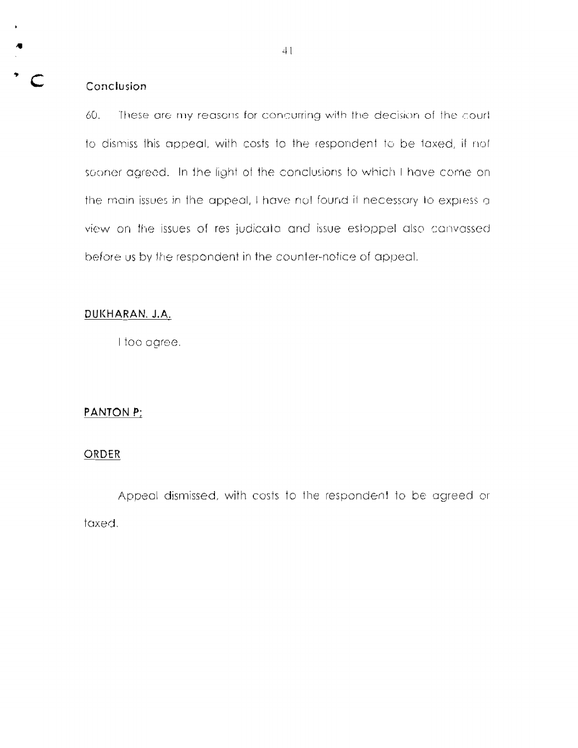## Conclusion

60. These are my reasons for concurring with the decision of the court to dismiss this appeal, with costs to the respondent to be taxed, if not sooner agreed. In the light of the conclusions to which I have come on the main issues in the appeal, I have not found it necessary to express a view on the issues of res judicata and issue estoppel also canvassed before us by the respondent in the counter-notice of appeal.

**DUKHARAN, J.A.**

I too agree.

**PANTON P;**

**ORDER**

Appeal dismissed, with costs to the respondent to be agreed or taxed.